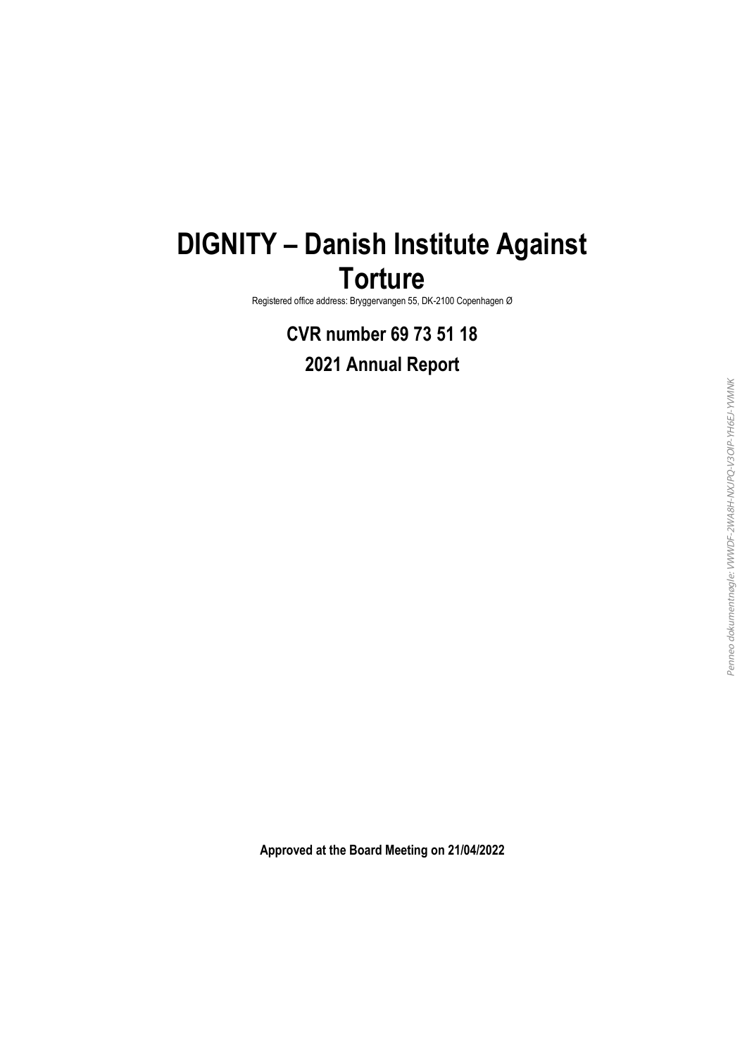# DIGNITY – Danish Institute Against Torture

Registered office address: Bryggervangen 55, DK-2100 Copenhagen Ø

## CVR number 69 73 51 18

## 2021 Annual Report

**Approved at the Board Meeting on 21/04/2022**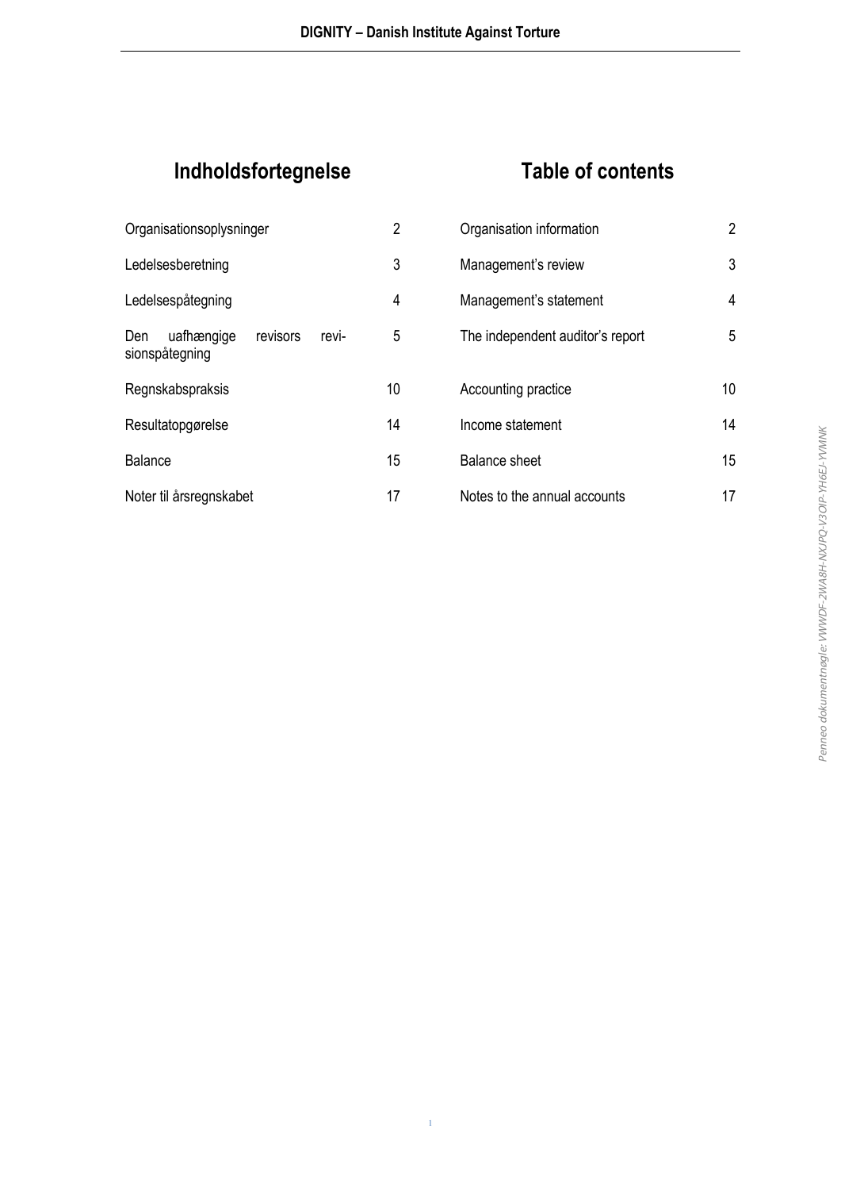## Indholdsfortegnelse

| | |
|---|---|
| Organisationsoplysninger | 2 |
| Ledelsesberetning | 3 |
| Ledelsespåtegning | 4 |
| Den uafhængige revisors revisionspåtegning | 5 |
| Regnskabspraksis | 10 |
| Resultatopgørelse | 14 |
| Balance | 15 |
| Noter til årsregnskabet | 17 |

## Table of contents

| | |
|---|---|
| Organisation information | 2 |
| Management's review | 3 |
| Management's statement | 4 |
| The independent auditor's report | 5 |
| Accounting practice | 10 |
| Income statement | 14 |
| Balance sheet | 15 |
| Notes to the annual accounts | 17 |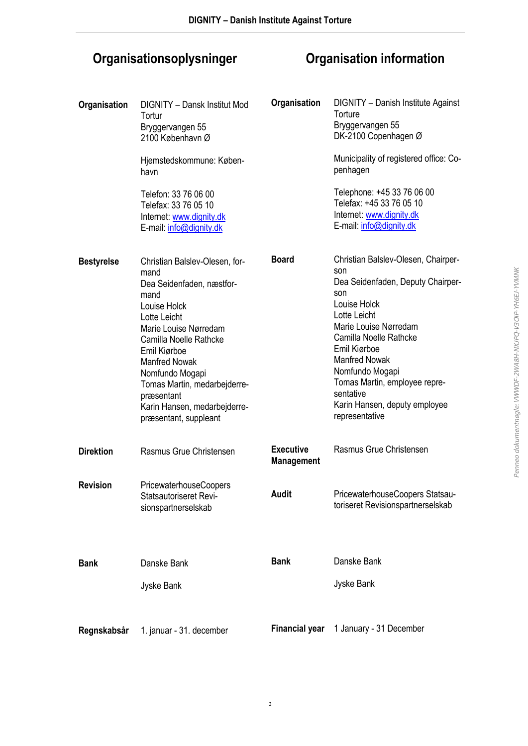## Organisationsoplysninger

**Organisation**
DIGNITY – Dansk Institut Mod Tortur
Bryggervangen 55
2100 København Ø

Hjemstedskommune: København

Telefon: 33 76 06 00
Telefax: 33 76 05 10
Internet: www.dignity.dk
E-mail: info@dignity.dk

**Bestyrelse**
Christian Balslev-Olesen, formand
Dea Seidenfaden, næstformand
Louise Holck
Lotte Leicht
Marie Louise Nørredam
Camilla Noelle Rathcke
Emil Kjørboe
Manfred Nowak
Nomfundo Mogapi
Tomas Martin, medarbejderrepræsentant
Karin Hansen, medarbejderrepræsentant, suppleant

**Direktion**
Rasmus Grue Christensen

**Revision**
PricewaterhouseCoopers Statsautoriseret Revisionspartnerselskab

**Bank**
Danske Bank

Jyske Bank

**Regnskabsår**
1. januar - 31. december

## Organisation information

**Organisation**
DIGNITY – Danish Institute Against Torture
Bryggervangen 55
DK-2100 Copenhagen Ø

Municipality of registered office: Copenhagen

Telephone: +45 33 76 06 00
Telefax: +45 33 76 05 10
Internet: www.dignity.dk
E-mail: info@dignity.dk

**Board**
Christian Balslev-Olesen, Chairperson
Dea Seidenfaden, Deputy Chairperson
Louise Holck
Lotte Leicht
Marie Louise Nørredam
Camilla Noelle Rathcke
Emil Kjørboe
Manfred Nowak
Nomfundo Mogapi
Tomas Martin, employee representative
Karin Hansen, deputy employee representative

**Executive Management**
Rasmus Grue Christensen

**Audit**
PricewaterhouseCoopers Statsautoriseret Revisionspartnerselskab

**Bank**
Danske Bank

Jyske Bank

**Financial year**
1 January - 31 December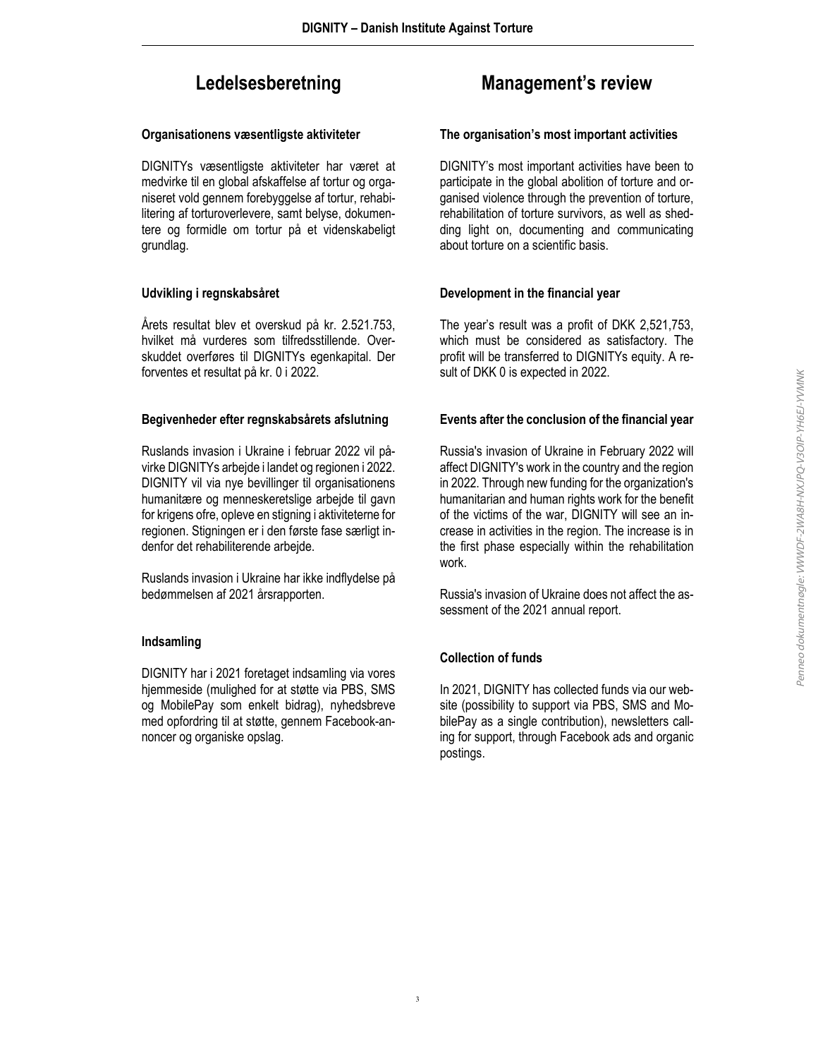# Ledelsesberetning

## Organisationens væsentligste aktiviteter

DIGNITYs væsentligste aktiviteter har været at medvirke til en global afskaffelse af tortur og organiseret vold gennem forebyggelse af tortur, rehabilitering af torturoverlevere, samt belyse, dokumentere og formidle om tortur på et videnskabeligt grundlag.

## Udvikling i regnskabsåret

Årets resultat blev et overskud på kr. 2.521.753, hvilket må vurderes som tilfredsstillende. Overskuddet overføres til DIGNITYs egenkapital. Der forventes et resultat på kr. 0 i 2022.

## Begivenheder efter regnskabsårets afslutning

Ruslands invasion i Ukraine i februar 2022 vil påvirke DIGNITYs arbejde i landet og regionen i 2022. DIGNITY vil via nye bevillinger til organisationens humanitære og menneskeretslige arbejde til gavn for krigens ofre, opleve en stigning i aktiviteterne for regionen. Stigningen er i den første fase særligt indenfor det rehabiliterende arbejde.

Ruslands invasion i Ukraine har ikke indflydelse på bedømmelsen af 2021 årsrapporten.

## Indsamling

DIGNITY har i 2021 foretaget indsamling via vores hjemmeside (mulighed for at støtte via PBS, SMS og MobilePay som enkelt bidrag), nyhedsbreve med opfordring til at støtte, gennem Facebook-annoncer og organiske opslag.

# Management's review

## The organisation's most important activities

DIGNITY's most important activities have been to participate in the global abolition of torture and organised violence through the prevention of torture, rehabilitation of torture survivors, as well as shedding light on, documenting and communicating about torture on a scientific basis.

## Development in the financial year

The year's result was a profit of DKK 2,521,753, which must be considered as satisfactory. The profit will be transferred to DIGNITYs equity. A result of DKK 0 is expected in 2022.

## Events after the conclusion of the financial year

Russia's invasion of Ukraine in February 2022 will affect DIGNITY's work in the country and the region in 2022. Through new funding for the organization's humanitarian and human rights work for the benefit of the victims of the war, DIGNITY will see an increase in activities in the region. The increase is in the first phase especially within the rehabilitation work.

Russia's invasion of Ukraine does not affect the assessment of the 2021 annual report.

## Collection of funds

In 2021, DIGNITY has collected funds via our website (possibility to support via PBS, SMS and MobilePay as a single contribution), newsletters calling for support, through Facebook ads and organic postings.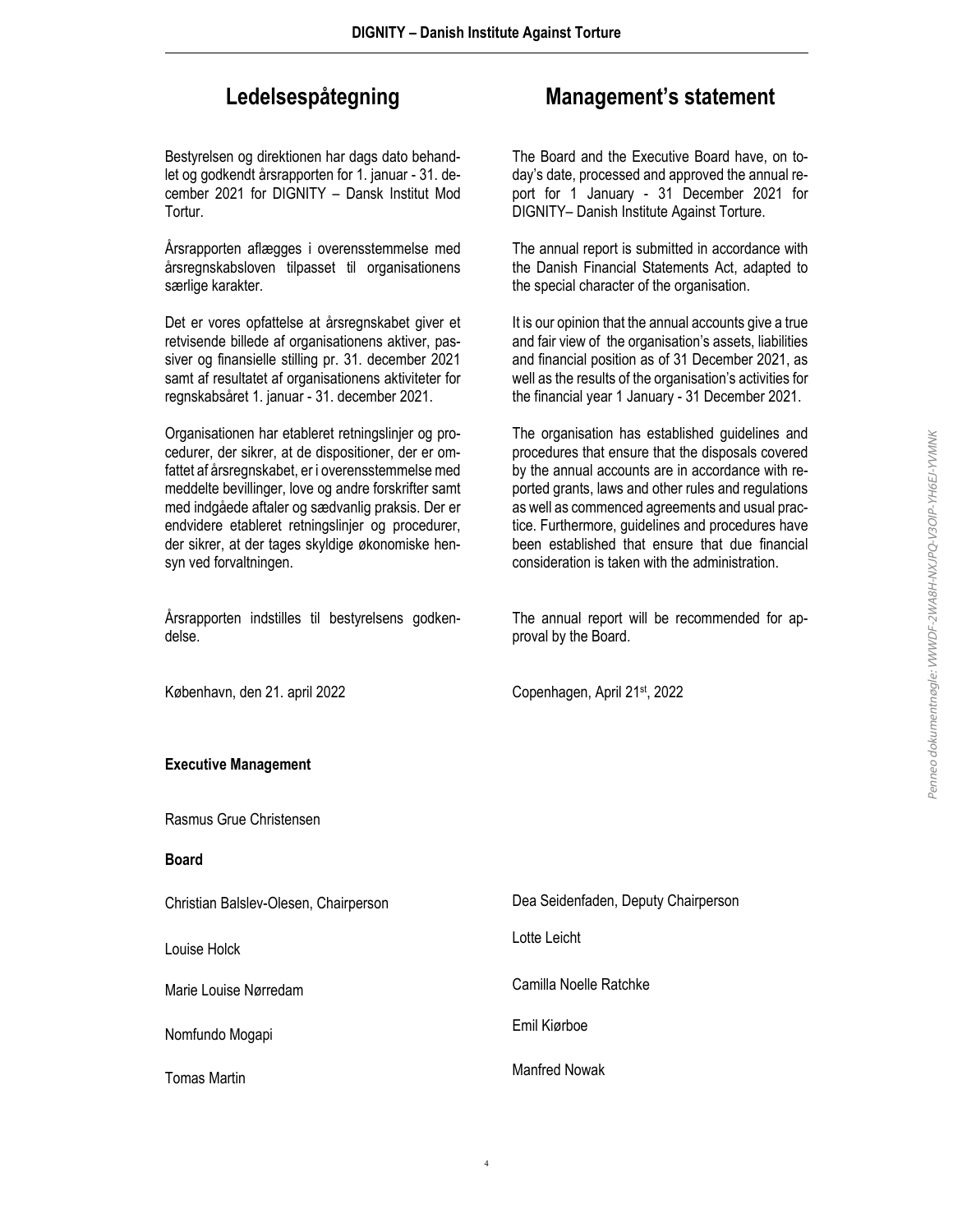## Ledelsespåtegning

Bestyrelsen og direktionen har dags dato behandlet og godkendt årsrapporten for 1. januar - 31. december 2021 for DIGNITY – Dansk Institut Mod Tortur.

Årsrapporten aflægges i overensstemmelse med årsregnskabsloven tilpasset til organisationens særlige karakter.

Det er vores opfattelse at årsregnskabet giver et retvisende billede af organisationens aktiver, passiver og finansielle stilling pr. 31. december 2021 samt af resultatet af organisationens aktiviteter for regnskabsåret 1. januar - 31. december 2021.

Organisationen har etableret retningslinjer og procedurer, der sikrer, at de dispositioner, der er omfattet af årsregnskabet, er i overensstemmelse med meddelte bevillinger, love og andre forskrifter samt med indgåede aftaler og sædvanlig praksis. Der er endvidere etableret retningslinjer og procedurer, der sikrer, at der tages skyldige økonomiske hensyn ved forvaltningen.

Årsrapporten indstilles til bestyrelsens godkendelse.

København, den 21. april 2022

## Management's statement

The Board and the Executive Board have, on today's date, processed and approved the annual report for 1 January - 31 December 2021 for DIGNITY– Danish Institute Against Torture.

The annual report is submitted in accordance with the Danish Financial Statements Act, adapted to the special character of the organisation.

It is our opinion that the annual accounts give a true and fair view of the organisation's assets, liabilities and financial position as of 31 December 2021, as well as the results of the organisation's activities for the financial year 1 January - 31 December 2021.

The organisation has established guidelines and procedures that ensure that the disposals covered by the annual accounts are in accordance with reported grants, laws and other rules and regulations as well as commenced agreements and usual practice. Furthermore, guidelines and procedures have been established that ensure that due financial consideration is taken with the administration.

The annual report will be recommended for approval by the Board.

Copenhagen, April 21st, 2022

**Executive Management**

Rasmus Grue Christensen

**Board**

Christian Balslev-Olesen, Chairperson

Dea Seidenfaden, Deputy Chairperson

Louise Holck

Lotte Leicht

Marie Louise Nørredam

Camilla Noelle Ratchke

Nomfundo Mogapi

Emil Kiørboe

Tomas Martin

Manfred Nowak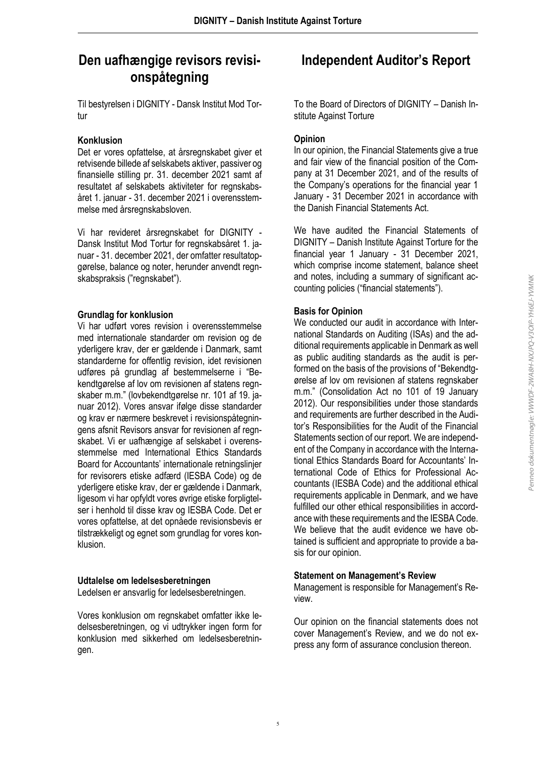# Den uafhængige revisors revisionspåtegning

Til bestyrelsen i DIGNITY - Dansk Institut Mod Tortur

### Konklusion

Det er vores opfattelse, at årsregnskabet giver et retvisende billede af selskabets aktiver, passiver og finansielle stilling pr. 31. december 2021 samt af resultatet af selskabets aktiviteter for regnskabsåret 1. januar - 31. december 2021 i overensstemmelse med årsregnskabsloven.

Vi har revideret årsregnskabet for DIGNITY - Dansk Institut Mod Tortur for regnskabsåret 1. januar - 31. december 2021, der omfatter resultatopgørelse, balance og noter, herunder anvendt regnskabspraksis ("regnskabet").

### Grundlag for konklusion

Vi har udført vores revision i overensstemmelse med internationale standarder om revision og de yderligere krav, der er gældende i Danmark, samt standarderne for offentlig revision, idet revisionen udføres på grundlag af bestemmelserne i "Bekendtgørelse af lov om revisionen af statens regnskaber m.m." (lovbekendtgørelse nr. 101 af 19. januar 2012). Vores ansvar ifølge disse standarder og krav er nærmere beskrevet i revisionspåtegningens afsnit Revisors ansvar for revisionen af regnskabet. Vi er uafhængige af selskabet i overensstemmelse med International Ethics Standards Board for Accountants' internationale retningslinjer for revisorers etiske adfærd (IESBA Code) og de yderligere etiske krav, der er gældende i Danmark, ligesom vi har opfyldt vores øvrige etiske forpligtelser i henhold til disse krav og IESBA Code. Det er vores opfattelse, at det opnåede revisionsbevis er tilstrækkeligt og egnet som grundlag for vores konklusion.

### Udtalelse om ledelsesberetningen

Ledelsen er ansvarlig for ledelsesberetningen.

Vores konklusion om regnskabet omfatter ikke ledelsesberetningen, og vi udtrykker ingen form for konklusion med sikkerhed om ledelsesberetningen.

# Independent Auditor's Report

To the Board of Directors of DIGNITY – Danish Institute Against Torture

### Opinion

In our opinion, the Financial Statements give a true and fair view of the financial position of the Company at 31 December 2021, and of the results of the Company's operations for the financial year 1 January - 31 December 2021 in accordance with the Danish Financial Statements Act.

We have audited the Financial Statements of DIGNITY – Danish Institute Against Torture for the financial year 1 January - 31 December 2021, which comprise income statement, balance sheet and notes, including a summary of significant accounting policies ("financial statements").

### Basis for Opinion

We conducted our audit in accordance with International Standards on Auditing (ISAs) and the additional requirements applicable in Denmark as well as public auditing standards as the audit is performed on the basis of the provisions of "Bekendtgørelse af lov om revisionen af statens regnskaber m.m." (Consolidation Act no 101 of 19 January 2012). Our responsibilities under those standards and requirements are further described in the Auditor's Responsibilities for the Audit of the Financial Statements section of our report. We are independent of the Company in accordance with the International Ethics Standards Board for Accountants' International Code of Ethics for Professional Accountants (IESBA Code) and the additional ethical requirements applicable in Denmark, and we have fulfilled our other ethical responsibilities in accordance with these requirements and the IESBA Code. We believe that the audit evidence we have obtained is sufficient and appropriate to provide a basis for our opinion.

### Statement on Management's Review

Management is responsible for Management's Review.

Our opinion on the financial statements does not cover Management's Review, and we do not express any form of assurance conclusion thereon.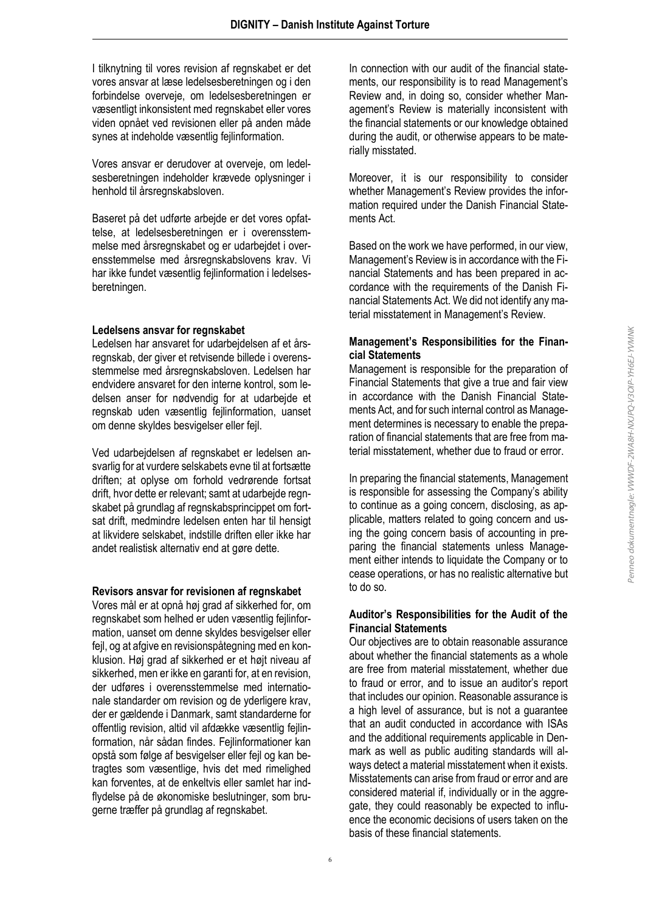I tilknytning til vores revision af regnskabet er det vores ansvar at læse ledelsesberetningen og i den forbindelse overveje, om ledelsesberetningen er væsentligt inkonsistent med regnskabet eller vores viden opnået ved revisionen eller på anden måde synes at indeholde væsentlig fejlinformation.

Vores ansvar er derudover at overveje, om ledelsesberetningen indeholder krævede oplysninger i henhold til årsregnskabsloven.

Baseret på det udførte arbejde er det vores opfattelse, at ledelsesberetningen er i overensstemmelse med årsregnskabet og er udarbejdet i overensstemmelse med årsregnskabslovens krav. Vi har ikke fundet væsentlig fejlinformation i ledelsesberetningen.

**Ledelsens ansvar for regnskabet**

Ledelsen har ansvaret for udarbejdelsen af et årsregnskab, der giver et retvisende billede i overensstemmelse med årsregnskabsloven. Ledelsen har endvidere ansvaret for den interne kontrol, som ledelsen anser for nødvendig for at udarbejde et regnskab uden væsentlig fejlinformation, uanset om denne skyldes besvigelser eller fejl.

Ved udarbejdelsen af regnskabet er ledelsen ansvarlig for at vurdere selskabets evne til at fortsætte driften; at oplyse om forhold vedrørende fortsat drift, hvor dette er relevant; samt at udarbejde regnskabet på grundlag af regnskabsprincippet om fortsat drift, medmindre ledelsen enten har til hensigt at likvidere selskabet, indstille driften eller ikke har andet realistisk alternativ end at gøre dette.

**Revisors ansvar for revisionen af regnskabet**

Vores mål er at opnå høj grad af sikkerhed for, om regnskabet som helhed er uden væsentlig fejlinformation, uanset om denne skyldes besvigelser eller fejl, og at afgive en revisionspåtegning med en konklusion. Høj grad af sikkerhed er et højt niveau af sikkerhed, men er ikke en garanti for, at en revision, der udføres i overensstemmelse med internationale standarder om revision og de yderligere krav, der er gældende i Danmark, samt standarderne for offentlig revision, altid vil afdække væsentlig fejlinformation, når sådan findes. Fejlinformationer kan opstå som følge af besvigelser eller fejl og kan betragtes som væsentlige, hvis det med rimelighed kan forventes, at de enkeltvis eller samlet har indflydelse på de økonomiske beslutninger, som brugerne træffer på grundlag af regnskabet.

In connection with our audit of the financial statements, our responsibility is to read Management's Review and, in doing so, consider whether Management's Review is materially inconsistent with the financial statements or our knowledge obtained during the audit, or otherwise appears to be materially misstated.

Moreover, it is our responsibility to consider whether Management's Review provides the information required under the Danish Financial Statements Act.

Based on the work we have performed, in our view, Management's Review is in accordance with the Financial Statements and has been prepared in accordance with the requirements of the Danish Financial Statements Act. We did not identify any material misstatement in Management's Review.

**Management's Responsibilities for the Financial Statements**

Management is responsible for the preparation of Financial Statements that give a true and fair view in accordance with the Danish Financial Statements Act, and for such internal control as Management determines is necessary to enable the preparation of financial statements that are free from material misstatement, whether due to fraud or error.

In preparing the financial statements, Management is responsible for assessing the Company's ability to continue as a going concern, disclosing, as applicable, matters related to going concern and using the going concern basis of accounting in preparing the financial statements unless Management either intends to liquidate the Company or to cease operations, or has no realistic alternative but to do so.

**Auditor's Responsibilities for the Audit of the Financial Statements**

Our objectives are to obtain reasonable assurance about whether the financial statements as a whole are free from material misstatement, whether due to fraud or error, and to issue an auditor's report that includes our opinion. Reasonable assurance is a high level of assurance, but is not a guarantee that an audit conducted in accordance with ISAs and the additional requirements applicable in Denmark as well as public auditing standards will always detect a material misstatement when it exists. Misstatements can arise from fraud or error and are considered material if, individually or in the aggregate, they could reasonably be expected to influence the economic decisions of users taken on the basis of these financial statements.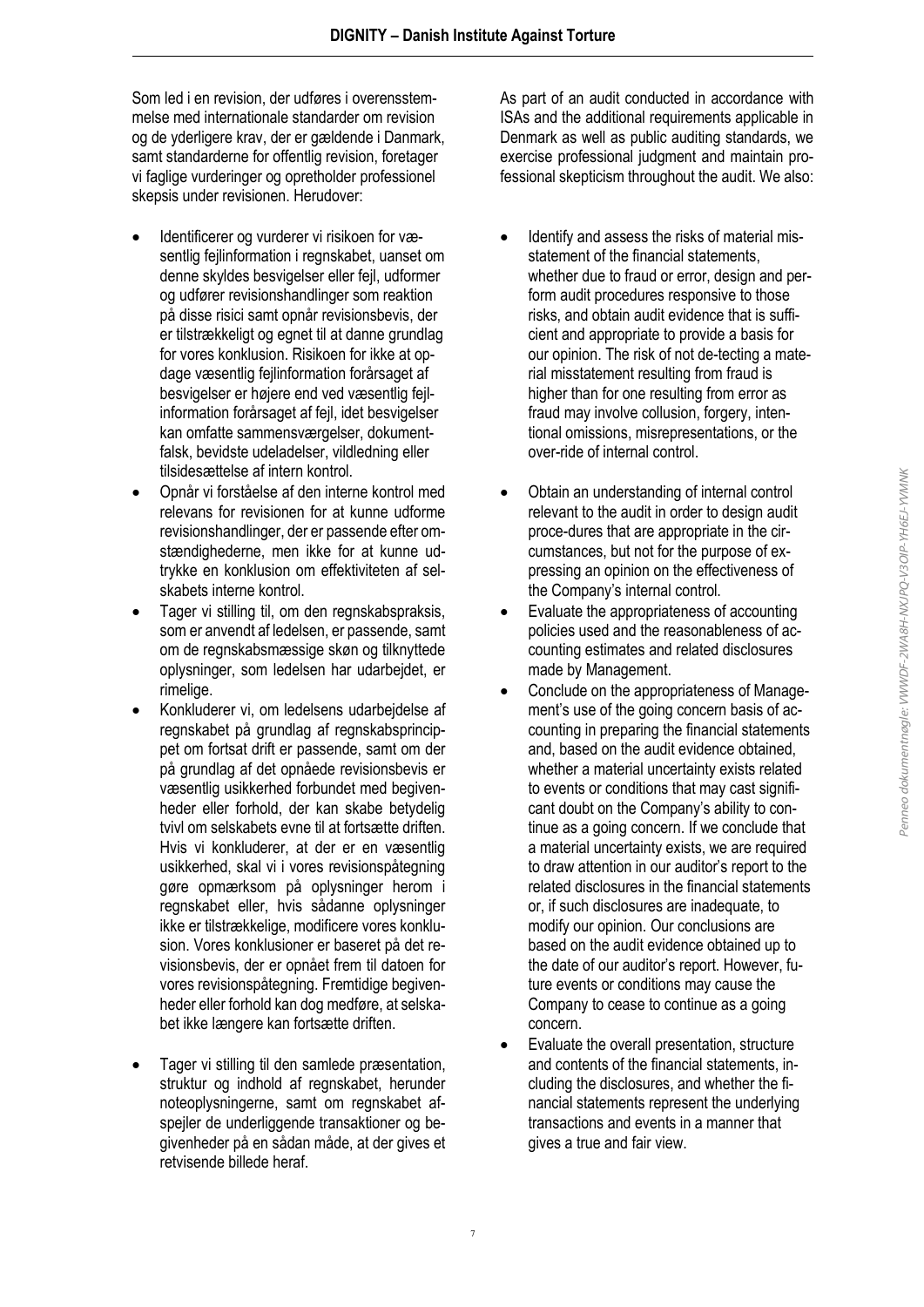Som led i en revision, der udføres i overensstemmelse med internationale standarder om revision og de yderligere krav, der er gældende i Danmark, samt standarderne for offentlig revision, foretager vi faglige vurderinger og opretholder professionel skepsis under revisionen. Herudover:

- Identificerer og vurderer vi risikoen for væsentlig fejlinformation i regnskabet, uanset om denne skyldes besvigelser eller fejl, udformer og udfører revisionshandlinger som reaktion på disse risici samt opnår revisionsbevis, der er tilstrækkeligt og egnet til at danne grundlag for vores konklusion. Risikoen for ikke at opdage væsentlig fejlinformation forårsaget af besvigelser er højere end ved væsentlig fejlinformation forårsaget af fejl, idet besvigelser kan omfatte sammensværgelser, dokumentfalsk, bevidste udeladelser, vildledning eller tilsidesættelse af intern kontrol.
- Opnår vi forståelse af den interne kontrol med relevans for revisionen for at kunne udforme revisionshandlinger, der er passende efter omstændighederne, men ikke for at kunne udtrykke en konklusion om effektiviteten af selskabets interne kontrol.
- Tager vi stilling til, om den regnskabspraksis, som er anvendt af ledelsen, er passende, samt om de regnskabsmæssige skøn og tilknyttede oplysninger, som ledelsen har udarbejdet, er rimelige.
- Konkluderer vi, om ledelsens udarbejdelse af regnskabet på grundlag af regnskabsprincippet om fortsat drift er passende, samt om der på grundlag af det opnåede revisionsbevis er væsentlig usikkerhed forbundet med begivenheder eller forhold, der kan skabe betydelig tvivl om selskabets evne til at fortsætte driften. Hvis vi konkluderer, at der er en væsentlig usikkerhed, skal vi i vores revisionspåtegning gøre opmærksom på oplysninger herom i regnskabet eller, hvis sådanne oplysninger ikke er tilstrækkelige, modificere vores konklusion. Vores konklusioner er baseret på det revisionsbevis, der er opnået frem til datoen for vores revisionspåtegning. Fremtidige begivenheder eller forhold kan dog medføre, at selskabet ikke længere kan fortsætte driften.
- Tager vi stilling til den samlede præsentation, struktur og indhold af regnskabet, herunder noteoplysningerne, samt om regnskabet afspejler de underliggende transaktioner og begivenheder på en sådan måde, at der gives et retvisende billede heraf.

As part of an audit conducted in accordance with ISAs and the additional requirements applicable in Denmark as well as public auditing standards, we exercise professional judgment and maintain professional skepticism throughout the audit. We also:

- Identify and assess the risks of material misstatement of the financial statements, whether due to fraud or error, design and perform audit procedures responsive to those risks, and obtain audit evidence that is sufficient and appropriate to provide a basis for our opinion. The risk of not de-tecting a material misstatement resulting from fraud is higher than for one resulting from error as fraud may involve collusion, forgery, intentional omissions, misrepresentations, or the over-ride of internal control.
- Obtain an understanding of internal control relevant to the audit in order to design audit proce-dures that are appropriate in the circumstances, but not for the purpose of expressing an opinion on the effectiveness of the Company's internal control.
- Evaluate the appropriateness of accounting policies used and the reasonableness of accounting estimates and related disclosures made by Management.
- Conclude on the appropriateness of Management's use of the going concern basis of accounting in preparing the financial statements and, based on the audit evidence obtained, whether a material uncertainty exists related to events or conditions that may cast significant doubt on the Company's ability to continue as a going concern. If we conclude that a material uncertainty exists, we are required to draw attention in our auditor's report to the related disclosures in the financial statements or, if such disclosures are inadequate, to modify our opinion. Our conclusions are based on the audit evidence obtained up to the date of our auditor's report. However, future events or conditions may cause the Company to cease to continue as a going concern.
- Evaluate the overall presentation, structure and contents of the financial statements, including the disclosures, and whether the financial statements represent the underlying transactions and events in a manner that gives a true and fair view.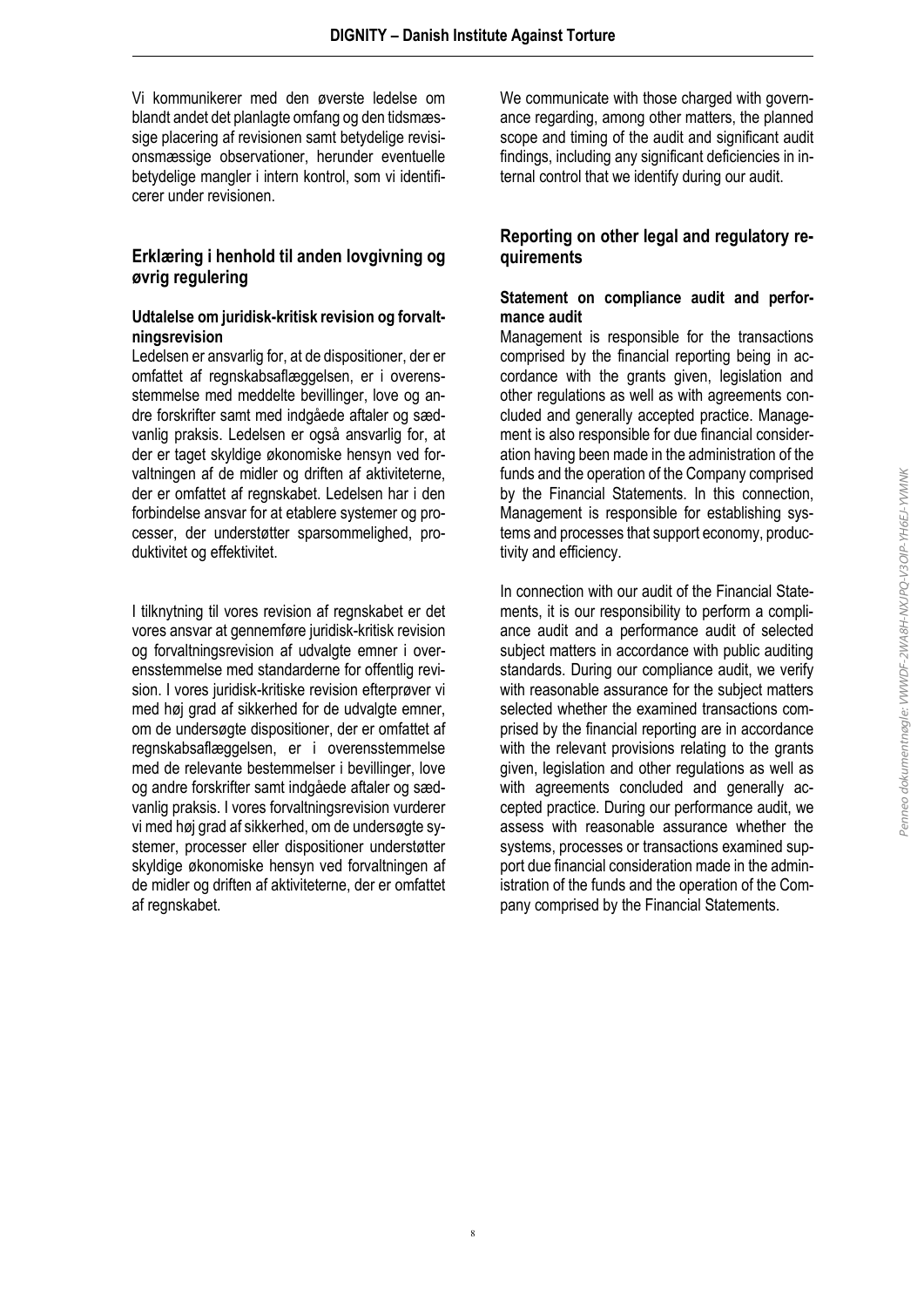Vi kommunikerer med den øverste ledelse om blandt andet det planlagte omfang og den tidsmæssige placering af revisionen samt betydelige revisionsmæssige observationer, herunder eventuelle betydelige mangler i intern kontrol, som vi identificerer under revisionen.

## Erklæring i henhold til anden lovgivning og øvrig regulering

### Udtalelse om juridisk-kritisk revision og forvaltningsrevision

Ledelsen er ansvarlig for, at de dispositioner, der er omfattet af regnskabsaflæggelsen, er i overensstemmelse med meddelte bevillinger, love og andre forskrifter samt med indgåede aftaler og sædvanlig praksis. Ledelsen er også ansvarlig for, at der er taget skyldige økonomiske hensyn ved forvaltningen af de midler og driften af aktiviteterne, der er omfattet af regnskabet. Ledelsen har i den forbindelse ansvar for at etablere systemer og processer, der understøtter sparsommelighed, produktivitet og effektivitet.

I tilknytning til vores revision af regnskabet er det vores ansvar at gennemføre juridisk-kritisk revision og forvaltningsrevision af udvalgte emner i overensstemmelse med standarderne for offentlig revision. I vores juridisk-kritiske revision efterprøver vi med høj grad af sikkerhed for de udvalgte emner, om de undersøgte dispositioner, der er omfattet af regnskabsaflæggelsen, er i overensstemmelse med de relevante bestemmelser i bevillinger, love og andre forskrifter samt indgåede aftaler og sædvanlig praksis. I vores forvaltningsrevision vurderer vi med høj grad af sikkerhed, om de undersøgte systemer, processer eller dispositioner understøtter skyldige økonomiske hensyn ved forvaltningen af de midler og driften af aktiviteterne, der er omfattet af regnskabet.

We communicate with those charged with governance regarding, among other matters, the planned scope and timing of the audit and significant audit findings, including any significant deficiencies in internal control that we identify during our audit.

## Reporting on other legal and regulatory requirements

### Statement on compliance audit and performance audit

Management is responsible for the transactions comprised by the financial reporting being in accordance with the grants given, legislation and other regulations as well as with agreements concluded and generally accepted practice. Management is also responsible for due financial consideration having been made in the administration of the funds and the operation of the Company comprised by the Financial Statements. In this connection, Management is responsible for establishing systems and processes that support economy, productivity and efficiency.

In connection with our audit of the Financial Statements, it is our responsibility to perform a compliance audit and a performance audit of selected subject matters in accordance with public auditing standards. During our compliance audit, we verify with reasonable assurance for the subject matters selected whether the examined transactions comprised by the financial reporting are in accordance with the relevant provisions relating to the grants given, legislation and other regulations as well as with agreements concluded and generally accepted practice. During our performance audit, we assess with reasonable assurance whether the systems, processes or transactions examined support due financial consideration made in the administration of the funds and the operation of the Company comprised by the Financial Statements.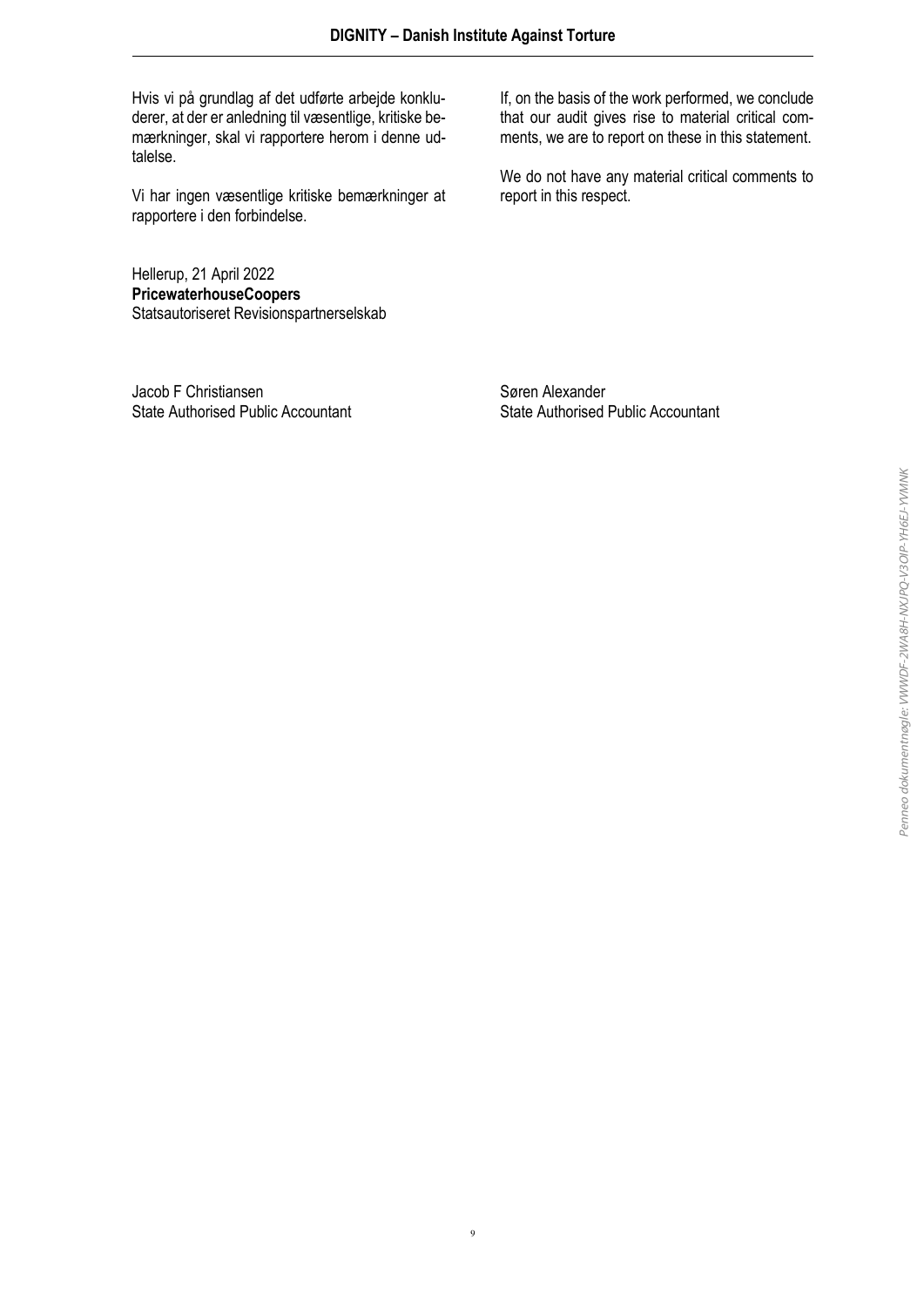Hvis vi på grundlag af det udførte arbejde konkluderer, at der er anledning til væsentlige, kritiske bemærkninger, skal vi rapportere herom i denne udtalelse.

Vi har ingen væsentlige kritiske bemærkninger at rapportere i den forbindelse.

If, on the basis of the work performed, we conclude that our audit gives rise to material critical comments, we are to report on these in this statement.

We do not have any material critical comments to report in this respect.

Hellerup, 21 April 2022
**PricewaterhouseCoopers**
Statsautoriseret Revisionspartnerselskab

Jacob F Christiansen
State Authorised Public Accountant

Søren Alexander
State Authorised Public Accountant

Penneo dokumentnøgle: VWWDF-2WA8H-NXJPQ-V3OIP-YH6EJ-YVMNK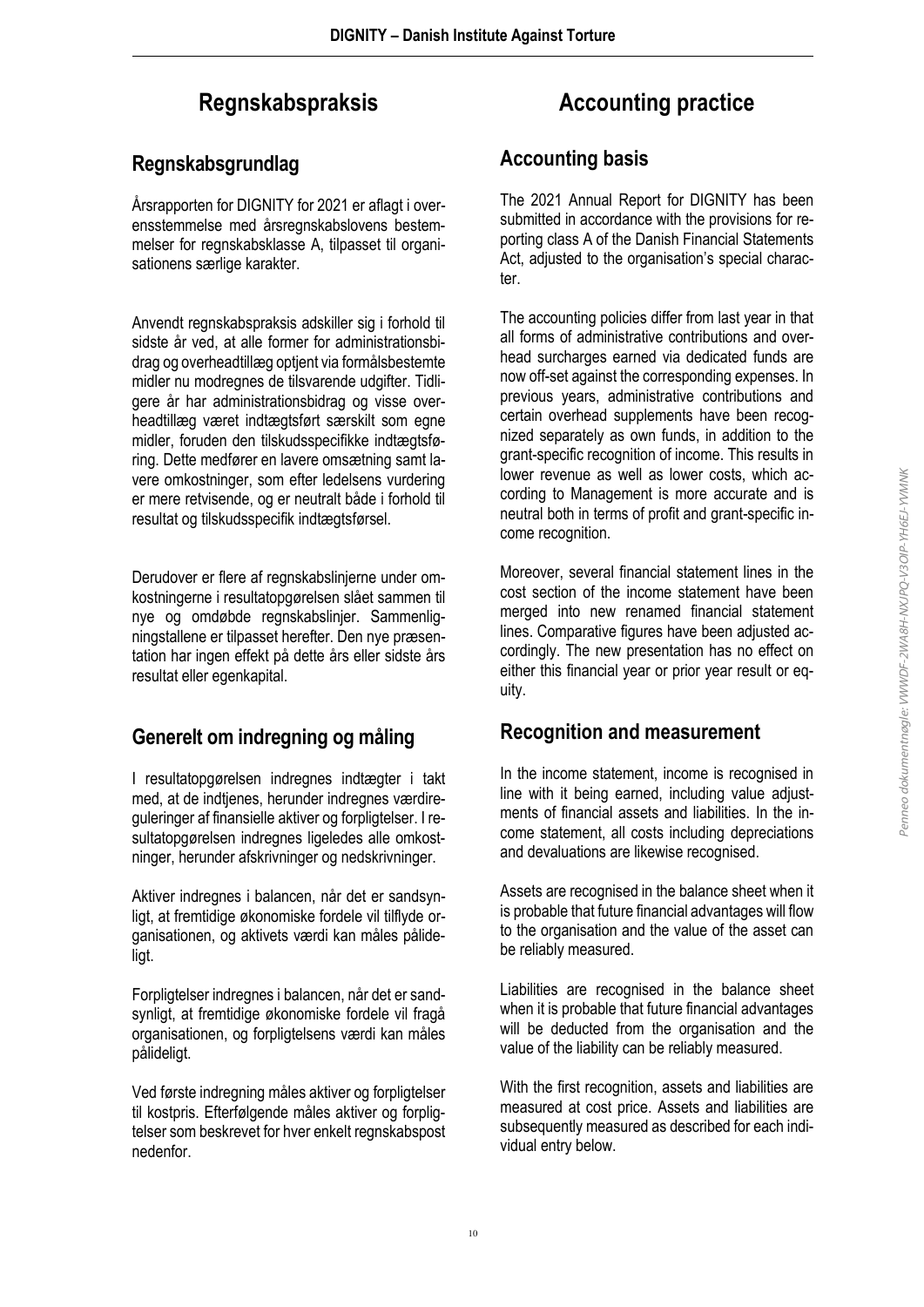# Regnskabspraksis

## Regnskabsgrundlag

Årsrapporten for DIGNITY for 2021 er aflagt i overensstemmelse med årsregnskabslovens bestemmelser for regnskabsklasse A, tilpasset til organisationens særlige karakter.

Anvendt regnskabspraksis adskiller sig i forhold til sidste år ved, at alle former for administrationsbidrag og overheadtillæg optjent via formålsbestemte midler nu modregnes de tilsvarende udgifter. Tidligere år har administrationsbidrag og visse overheadtillæg været indtægtsført særskilt som egne midler, foruden den tilskudsspecifikke indtægtsføring. Dette medfører en lavere omsætning samt lavere omkostninger, som efter ledelsens vurdering er mere retvisende, og er neutralt både i forhold til resultat og tilskudsspecifik indtægtsførsel.

Derudover er flere af regnskabslinjerne under omkostningerne i resultatopgørelsen slået sammen til nye og omdøbde regnskabslinjer. Sammenligningstallene er tilpasset herefter. Den nye præsentation har ingen effekt på dette års eller sidste års resultat eller egenkapital.

## Generelt om indregning og måling

I resultatopgørelsen indregnes indtægter i takt med, at de indtjenes, herunder indregnes værdireguleringer af finansielle aktiver og forpligtelser. I resultatopgørelsen indregnes ligeledes alle omkostninger, herunder afskrivninger og nedskrivninger.

Aktiver indregnes i balancen, når det er sandsynligt, at fremtidige økonomiske fordele vil tilflyde organisationen, og aktivets værdi kan måles pålideligt.

Forpligtelser indregnes i balancen, når det er sandsynligt, at fremtidige økonomiske fordele vil fragå organisationen, og forpligtelsens værdi kan måles pålideligt.

Ved første indregning måles aktiver og forpligtelser til kostpris. Efterfølgende måles aktiver og forpligtelser som beskrevet for hver enkelt regnskabspost nedenfor.

# Accounting practice

## Accounting basis

The 2021 Annual Report for DIGNITY has been submitted in accordance with the provisions for reporting class A of the Danish Financial Statements Act, adjusted to the organisation's special character.

The accounting policies differ from last year in that all forms of administrative contributions and overhead surcharges earned via dedicated funds are now off-set against the corresponding expenses. In previous years, administrative contributions and certain overhead supplements have been recognized separately as own funds, in addition to the grant-specific recognition of income. This results in lower revenue as well as lower costs, which according to Management is more accurate and is neutral both in terms of profit and grant-specific income recognition.

Moreover, several financial statement lines in the cost section of the income statement have been merged into new renamed financial statement lines. Comparative figures have been adjusted accordingly. The new presentation has no effect on either this financial year or prior year result or equity.

## Recognition and measurement

In the income statement, income is recognised in line with it being earned, including value adjustments of financial assets and liabilities. In the income statement, all costs including depreciations and devaluations are likewise recognised.

Assets are recognised in the balance sheet when it is probable that future financial advantages will flow to the organisation and the value of the asset can be reliably measured.

Liabilities are recognised in the balance sheet when it is probable that future financial advantages will be deducted from the organisation and the value of the liability can be reliably measured.

With the first recognition, assets and liabilities are measured at cost price. Assets and liabilities are subsequently measured as described for each individual entry below.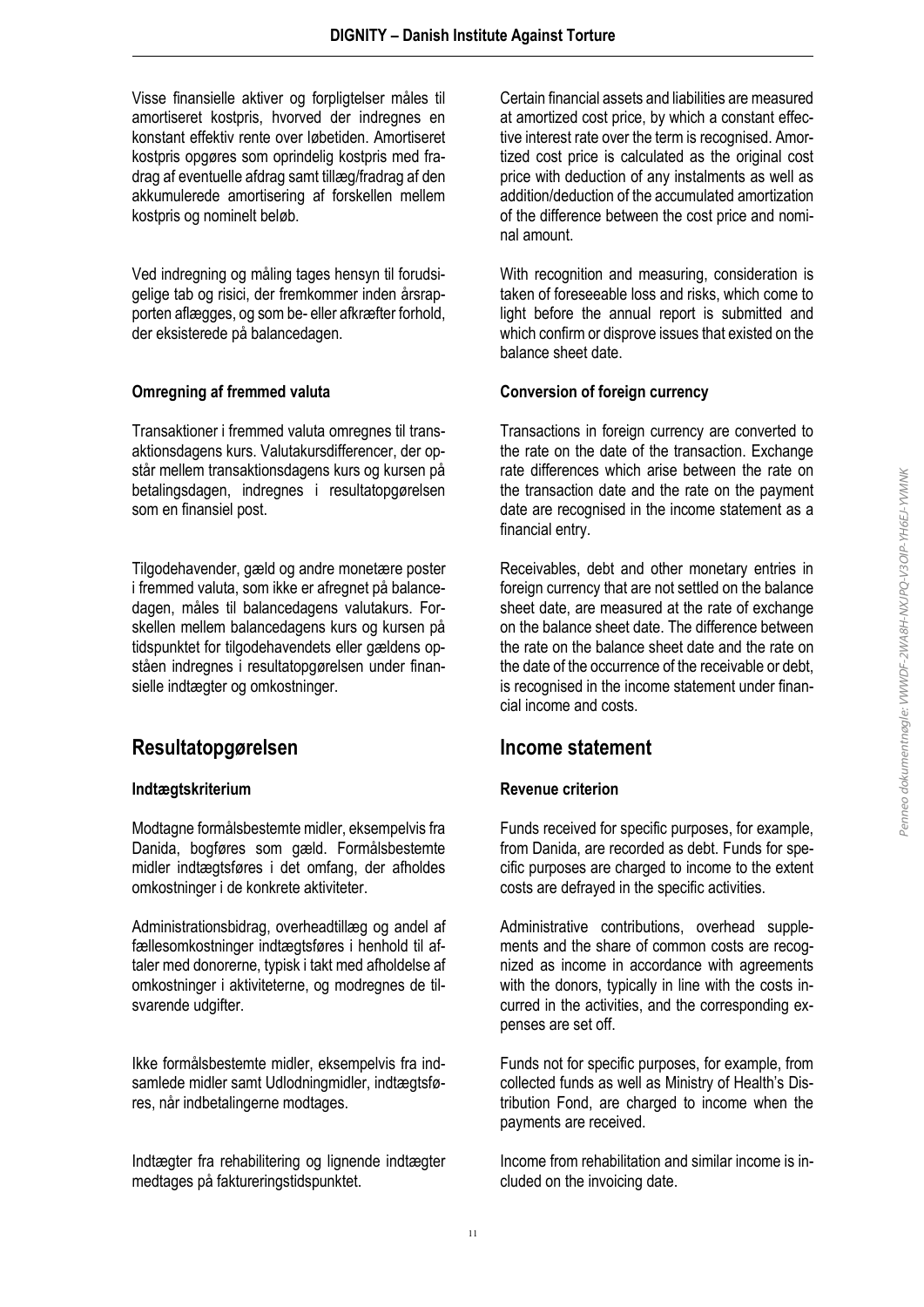Visse finansielle aktiver og forpligtelser måles til amortiseret kostpris, hvorved der indregnes en konstant effektiv rente over løbetiden. Amortiseret kostpris opgøres som oprindelig kostpris med fradrag af eventuelle afdrag samt tillæg/fradrag af den akkumulerede amortisering af forskellen mellem kostpris og nominelt beløb.

Ved indregning og måling tages hensyn til forudsigelige tab og risici, der fremkommer inden årsrapporten aflægges, og som be- eller afkræfter forhold, der eksisterede på balancedagen.

#### Omregning af fremmed valuta

Transaktioner i fremmed valuta omregnes til transaktionsdagens kurs. Valutakursdifferencer, der opstår mellem transaktionsdagens kurs og kursen på betalingsdagen, indregnes i resultatopgørelsen som en finansiel post.

Tilgodehavender, gæld og andre monetære poster i fremmed valuta, som ikke er afregnet på balancedagen, måles til balancedagens valutakurs. Forskellen mellem balancedagens kurs og kursen på tidspunktet for tilgodehavendets eller gældens opståen indregnes i resultatopgørelsen under finansielle indtægter og omkostninger.

## Resultatopgørelsen

#### Indtægtskriterium

Modtagne formålsbestemte midler, eksempelvis fra Danida, bogføres som gæld. Formålsbestemte midler indtægtsføres i det omfang, der afholdes omkostninger i de konkrete aktiviteter.

Administrationsbidrag, overheadtillæg og andel af fællesomkostninger indtægtsføres i henhold til aftaler med donorerne, typisk i takt med afholdelse af omkostninger i aktiviteterne, og modregnes de tilsvarende udgifter.

Ikke formålsbestemte midler, eksempelvis fra indsamlede midler samt Udlodningmidler, indtægtsføres, når indbetalingerne modtages.

Indtægter fra rehabilitering og lignende indtægter medtages på faktureringstidspunktet.

Certain financial assets and liabilities are measured at amortized cost price, by which a constant effective interest rate over the term is recognised. Amortized cost price is calculated as the original cost price with deduction of any instalments as well as addition/deduction of the accumulated amortization of the difference between the cost price and nominal amount.

With recognition and measuring, consideration is taken of foreseeable loss and risks, which come to light before the annual report is submitted and which confirm or disprove issues that existed on the balance sheet date.

#### Conversion of foreign currency

Transactions in foreign currency are converted to the rate on the date of the transaction. Exchange rate differences which arise between the rate on the transaction date and the rate on the payment date are recognised in the income statement as a financial entry.

Receivables, debt and other monetary entries in foreign currency that are not settled on the balance sheet date, are measured at the rate of exchange on the balance sheet date. The difference between the rate on the balance sheet date and the rate on the date of the occurrence of the receivable or debt, is recognised in the income statement under financial income and costs.

## Income statement

#### Revenue criterion

Funds received for specific purposes, for example, from Danida, are recorded as debt. Funds for specific purposes are charged to income to the extent costs are defrayed in the specific activities.

Administrative contributions, overhead supplements and the share of common costs are recognized as income in accordance with agreements with the donors, typically in line with the costs incurred in the activities, and the corresponding expenses are set off.

Funds not for specific purposes, for example, from collected funds as well as Ministry of Health's Distribution Fond, are charged to income when the payments are received.

Income from rehabilitation and similar income is included on the invoicing date.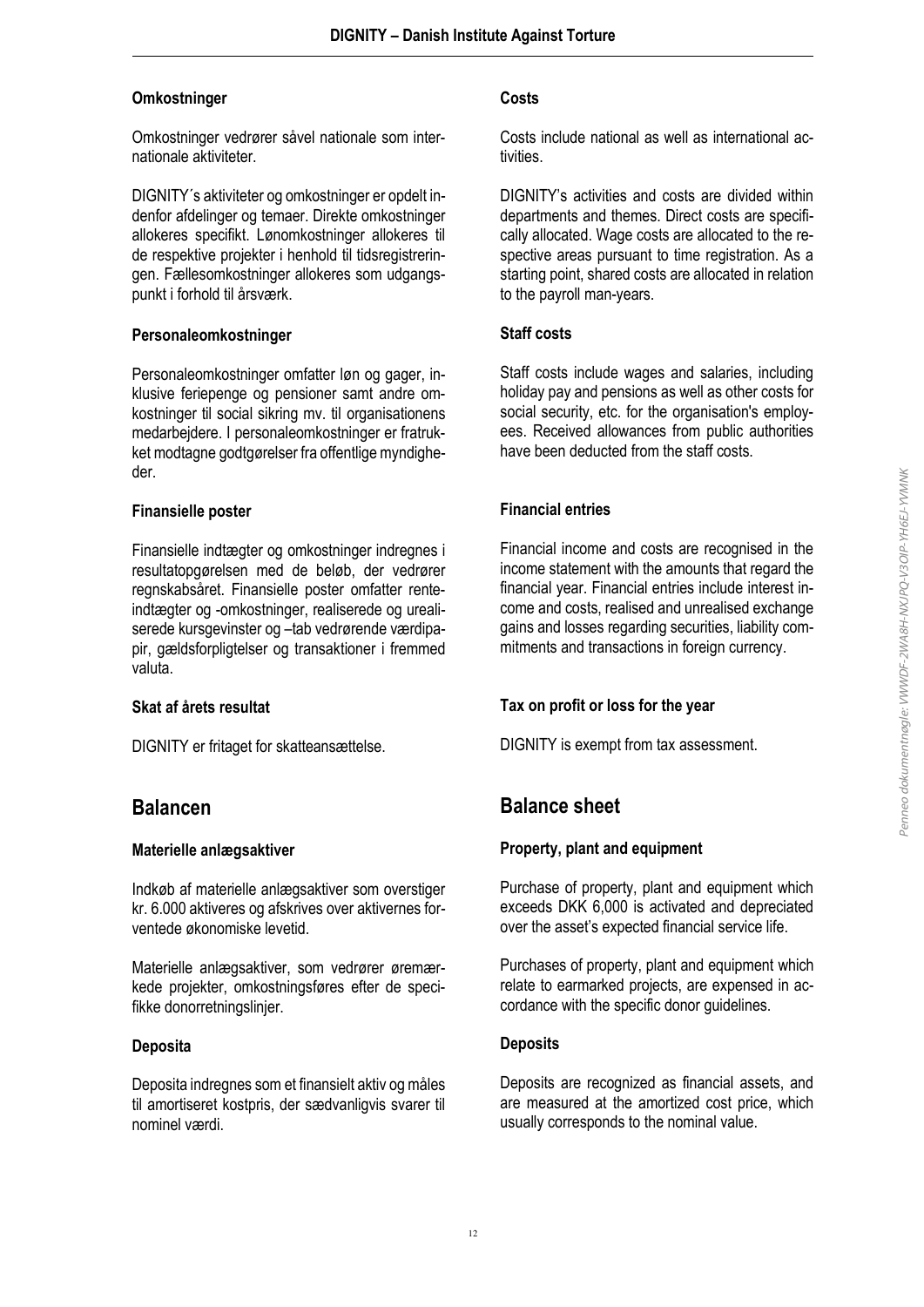### Omkostninger

Omkostninger vedrører såvel nationale som internationale aktiviteter.

DIGNITY´s aktiviteter og omkostninger er opdelt indenfor afdelinger og temaer. Direkte omkostninger allokeres specifikt. Lønomkostninger allokeres til de respektive projekter i henhold til tidsregistreringen. Fællesomkostninger allokeres som udgangspunkt i forhold til årsværk.

### Personaleomkostninger

Personaleomkostninger omfatter løn og gager, inklusive feriepenge og pensioner samt andre omkostninger til social sikring mv. til organisationens medarbejdere. I personaleomkostninger er fratrukket modtagne godtgørelser fra offentlige myndigheder.

### Finansielle poster

Finansielle indtægter og omkostninger indregnes i resultatopgørelsen med de beløb, der vedrører regnskabsåret. Finansielle poster omfatter renteindtægter og -omkostninger, realiserede og urealiserede kursgevinster og –tab vedrørende værdipapir, gældsforpligtelser og transaktioner i fremmed valuta.

### Skat af årets resultat

DIGNITY er fritaget for skatteansættelse.

## Balancen

### Materielle anlægsaktiver

Indkøb af materielle anlægsaktiver som overstiger kr. 6.000 aktiveres og afskrives over aktivernes forventede økonomiske levetid.

Materielle anlægsaktiver, som vedrører øremærkede projekter, omkostningsføres efter de specifikke donorretningslinjer.

### Deposita

Deposita indregnes som et finansielt aktiv og måles til amortiseret kostpris, der sædvanligvis svarer til nominel værdi.

### Costs

Costs include national as well as international activities.

DIGNITY's activities and costs are divided within departments and themes. Direct costs are specifically allocated. Wage costs are allocated to the respective areas pursuant to time registration. As a starting point, shared costs are allocated in relation to the payroll man-years.

### Staff costs

Staff costs include wages and salaries, including holiday pay and pensions as well as other costs for social security, etc. for the organisation's employees. Received allowances from public authorities have been deducted from the staff costs.

### Financial entries

Financial income and costs are recognised in the income statement with the amounts that regard the financial year. Financial entries include interest income and costs, realised and unrealised exchange gains and losses regarding securities, liability commitments and transactions in foreign currency.

### Tax on profit or loss for the year

DIGNITY is exempt from tax assessment.

## Balance sheet

### Property, plant and equipment

Purchase of property, plant and equipment which exceeds DKK 6,000 is activated and depreciated over the asset's expected financial service life.

Purchases of property, plant and equipment which relate to earmarked projects, are expensed in accordance with the specific donor guidelines.

### Deposits

Deposits are recognized as financial assets, and are measured at the amortized cost price, which usually corresponds to the nominal value.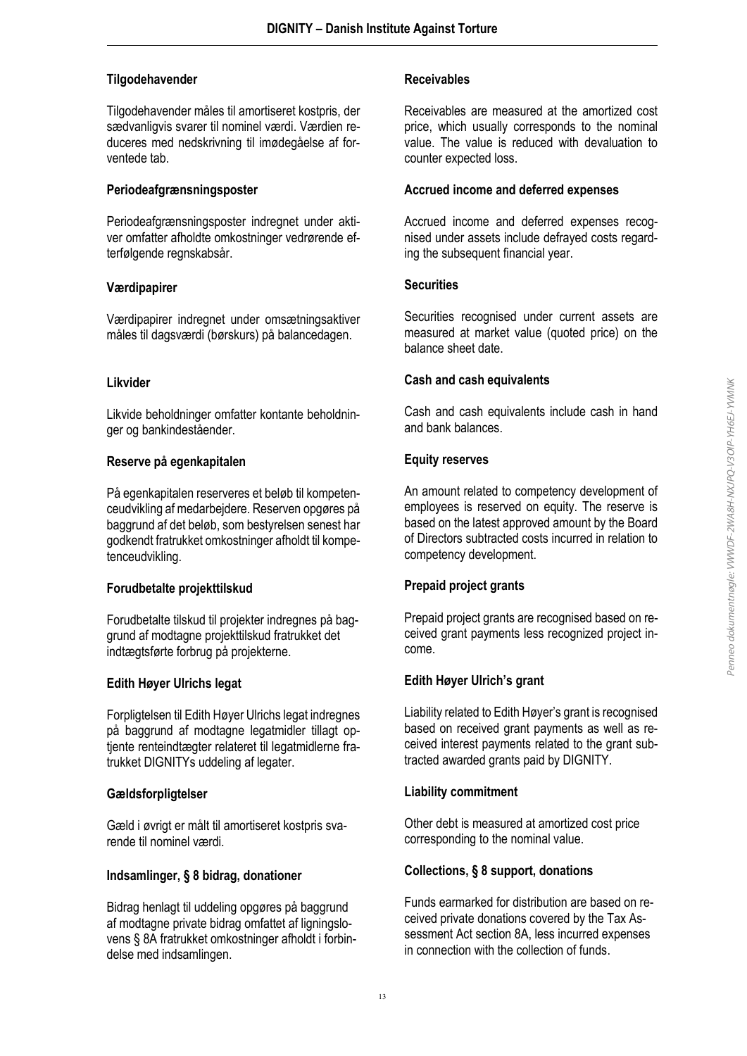### Tilgodehavender

Tilgodehavender måles til amortiseret kostpris, der sædvanligvis svarer til nominel værdi. Værdien reduceres med nedskrivning til imødegåelse af forventede tab.

### Periodeafgrænsningsposter

Periodeafgrænsningsposter indregnet under aktiver omfatter afholdte omkostninger vedrørende efterfølgende regnskabsår.

### Værdipapirer

Værdipapirer indregnet under omsætningsaktiver måles til dagsværdi (børskurs) på balancedagen.

### Likvider

Likvide beholdninger omfatter kontante beholdninger og bankindeståender.

### Reserve på egenkapitalen

På egenkapitalen reserveres et beløb til kompetenceudvikling af medarbejdere. Reserven opgøres på baggrund af det beløb, som bestyrelsen senest har godkendt fratrukket omkostninger afholdt til kompetenceudvikling.

### Forudbetalte projekttilskud

Forudbetalte tilskud til projekter indregnes på baggrund af modtagne projekttilskud fratrukket det indtægtsførte forbrug på projekterne.

### Edith Høyer Ulrichs legat

Forpligtelsen til Edith Høyer Ulrichs legat indregnes på baggrund af modtagne legatmidler tillagt optjente renteindtægter relateret til legatmidlerne fratrukket DIGNITYs uddeling af legater.

### Gældsforpligtelser

Gæld i øvrigt er målt til amortiseret kostpris svarende til nominel værdi.

### Indsamlinger, § 8 bidrag, donationer

Bidrag henlagt til uddeling opgøres på baggrund af modtagne private bidrag omfattet af ligningslovens § 8A fratrukket omkostninger afholdt i forbindelse med indsamlingen.

### Receivables

Receivables are measured at the amortized cost price, which usually corresponds to the nominal value. The value is reduced with devaluation to counter expected loss.

### Accrued income and deferred expenses

Accrued income and deferred expenses recognised under assets include defrayed costs regarding the subsequent financial year.

### Securities

Securities recognised under current assets are measured at market value (quoted price) on the balance sheet date.

### Cash and cash equivalents

Cash and cash equivalents include cash in hand and bank balances.

### Equity reserves

An amount related to competency development of employees is reserved on equity. The reserve is based on the latest approved amount by the Board of Directors subtracted costs incurred in relation to competency development.

### Prepaid project grants

Prepaid project grants are recognised based on received grant payments less recognized project income.

### Edith Høyer Ulrich's grant

Liability related to Edith Høyer's grant is recognised based on received grant payments as well as received interest payments related to the grant subtracted awarded grants paid by DIGNITY.

### Liability commitment

Other debt is measured at amortized cost price corresponding to the nominal value.

### Collections, § 8 support, donations

Funds earmarked for distribution are based on received private donations covered by the Tax Assessment Act section 8A, less incurred expenses in connection with the collection of funds.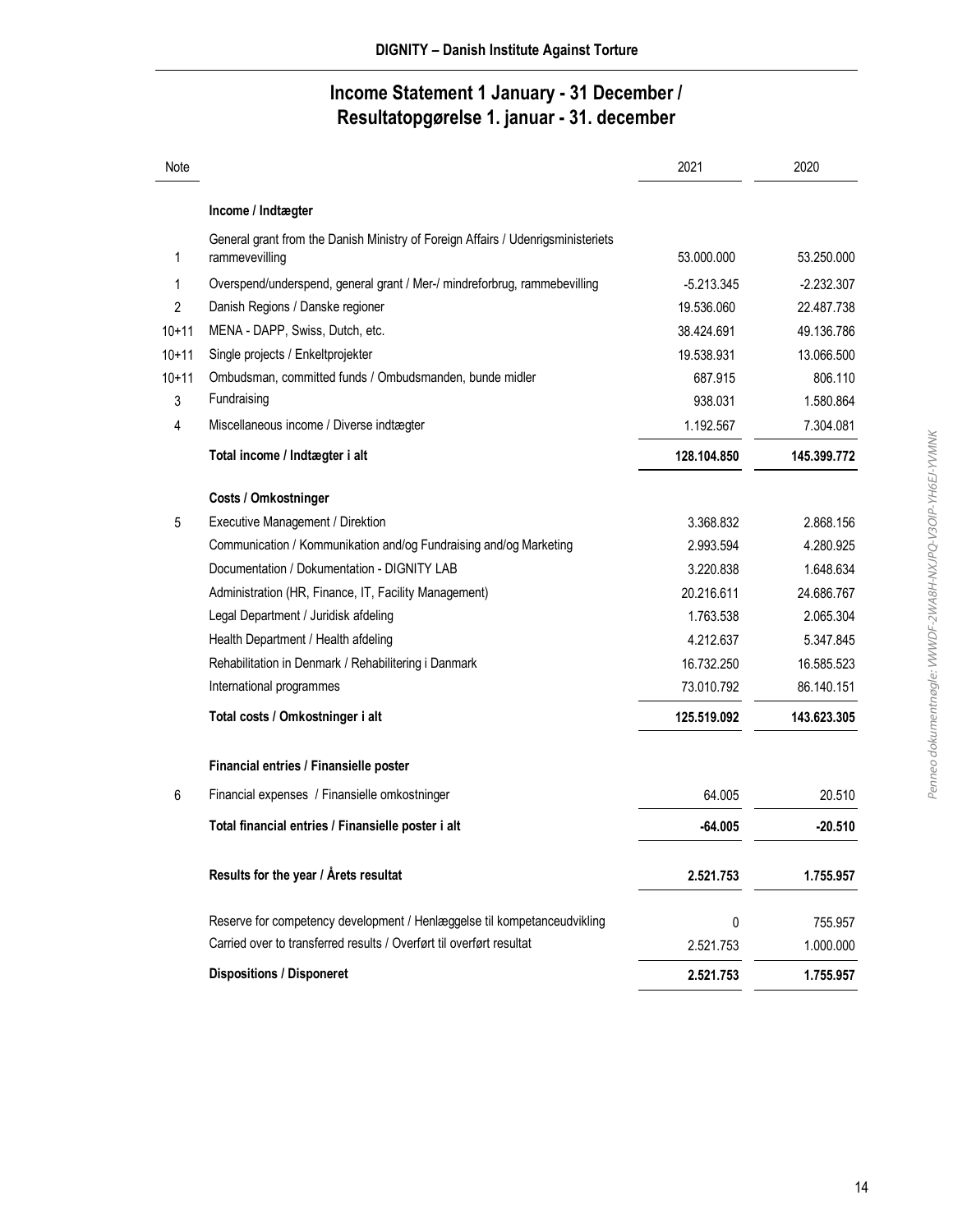# Income Statement 1 January - 31 December / Resultatopgørelse 1. januar - 31. december

| Note | | 2021 | 2020 |
|---|---|---|---|
| | **Income / Indtægter** | | |
| 1 | General grant from the Danish Ministry of Foreign Affairs / Udenrigsministeriets rammevevilling | 53.000.000 | 53.250.000 |
| 1 | Overspend/underspend, general grant / Mer-/ mindreforbrug, rammebevilling | -5.213.345 | -2.232.307 |
| 2 | Danish Regions / Danske regioner | 19.536.060 | 22.487.738 |
| 10+11 | MENA - DAPP, Swiss, Dutch, etc. | 38.424.691 | 49.136.786 |
| 10+11 | Single projects / Enkeltprojekter | 19.538.931 | 13.066.500 |
| 10+11 | Ombudsman, committed funds / Ombudsmanden, bunde midler | 687.915 | 806.110 |
| 3 | Fundraising | 938.031 | 1.580.864 |
| 4 | Miscellaneous income / Diverse indtægter | 1.192.567 | 7.304.081 |
| | **Total income / Indtægter i alt** | **128.104.850** | **145.399.772** |
| | **Costs / Omkostninger** | | |
| 5 | Executive Management / Direktion | 3.368.832 | 2.868.156 |
| | Communication / Kommunikation and/og Fundraising and/og Marketing | 2.993.594 | 4.280.925 |
| | Documentation / Dokumentation - DIGNITY LAB | 3.220.838 | 1.648.634 |
| | Administration (HR, Finance, IT, Facility Management) | 20.216.611 | 24.686.767 |
| | Legal Department / Juridisk afdeling | 1.763.538 | 2.065.304 |
| | Health Department / Health afdeling | 4.212.637 | 5.347.845 |
| | Rehabilitation in Denmark / Rehabilitering i Danmark | 16.732.250 | 16.585.523 |
| | International programmes | 73.010.792 | 86.140.151 |
| | **Total costs / Omkostninger i alt** | **125.519.092** | **143.623.305** |
| | **Financial entries / Finansielle poster** | | |
| 6 | Financial expenses / Finansielle omkostninger | 64.005 | 20.510 |
| | **Total financial entries / Finansielle poster i alt** | **-64.005** | **-20.510** |
| | **Results for the year / Årets resultat** | **2.521.753** | **1.755.957** |
| | Reserve for competency development / Henlæggelse til kompetanceudvikling | 0 | 755.957 |
| | Carried over to transferred results / Overført til overført resultat | 2.521.753 | 1.000.000 |
| | **Dispositions / Disponeret** | **2.521.753** | **1.755.957** |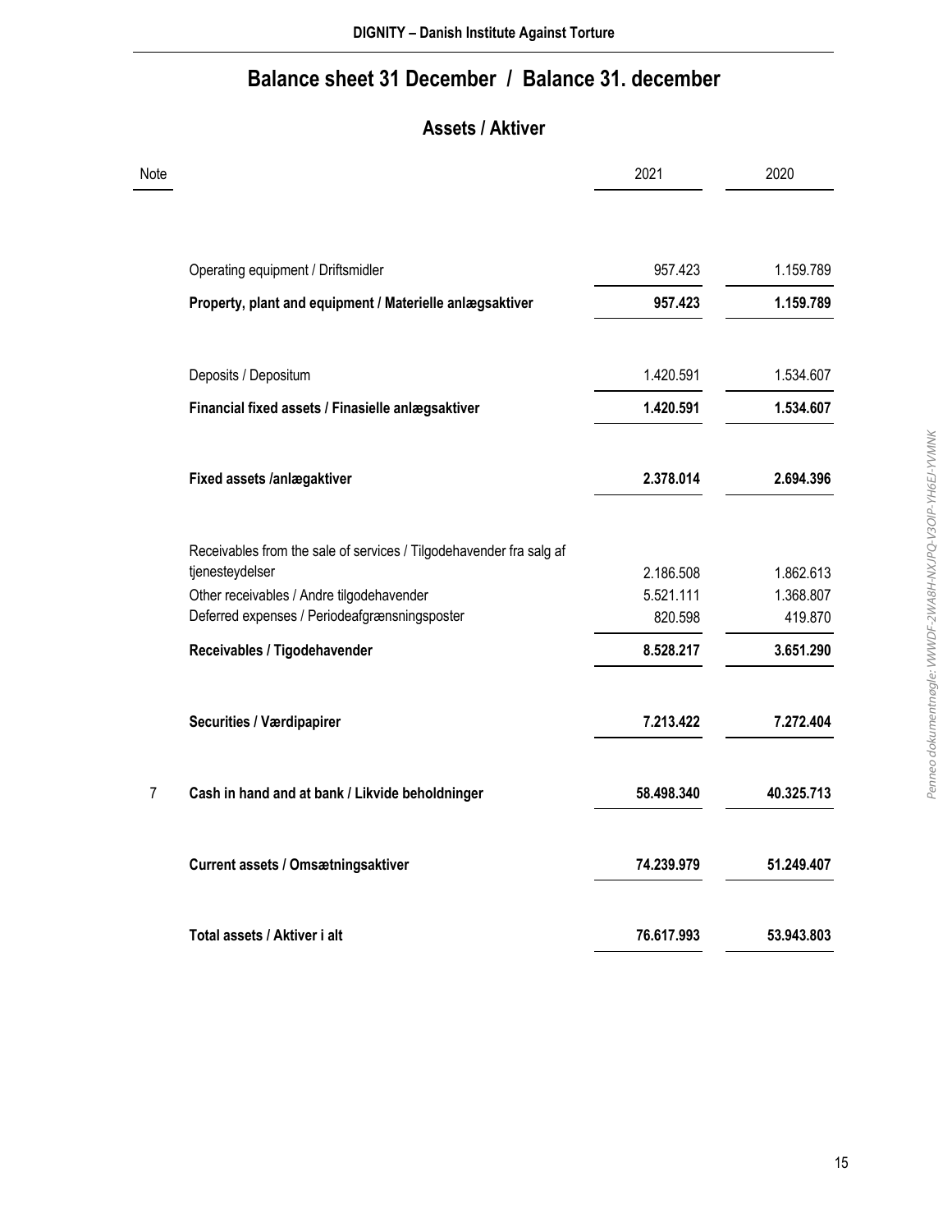## Balance sheet 31 December / Balance 31. december

### Assets / Aktiver

| Note | | 2021 | 2020 |
|---|---|---|---|
| | Operating equipment / Driftsmidler | 957.423 | 1.159.789 |
| | **Property, plant and equipment / Materielle anlægsaktiver** | **957.423** | **1.159.789** |
| | Deposits / Depositum | 1.420.591 | 1.534.607 |
| | **Financial fixed assets / Finasielle anlægsaktiver** | **1.420.591** | **1.534.607** |
| | **Fixed assets /anlægaktiver** | **2.378.014** | **2.694.396** |
| | Receivables from the sale of services / Tilgodehavender fra salg af tjenesteydelser | 2.186.508 | 1.862.613 |
| | Other receivables / Andre tilgodehavender | 5.521.111 | 1.368.807 |
| | Deferred expenses / Periodeafgrænsningsposter | 820.598 | 419.870 |
| | **Receivables / Tigodehavender** | **8.528.217** | **3.651.290** |
| | **Securities / Værdipapirer** | **7.213.422** | **7.272.404** |
| 7 | **Cash in hand and at bank / Likvide beholdninger** | **58.498.340** | **40.325.713** |
| | **Current assets / Omsætningsaktiver** | **74.239.979** | **51.249.407** |
| | **Total assets / Aktiver i alt** | **76.617.993** | **53.943.803** |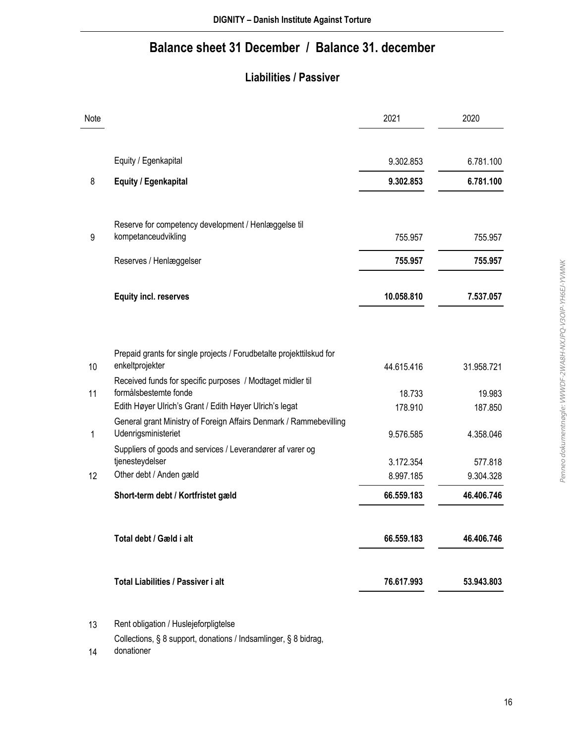# Balance sheet 31 December / Balance 31. december

## Liabilities / Passiver

| Note | | 2021 | 2020 |
|---|---|---|---|
| | Equity / Egenkapital | 9.302.853 | 6.781.100 |
| 8 | **Equity / Egenkapital** | **9.302.853** | **6.781.100** |
| 9 | Reserve for competency development / Henlæggelse til kompetanceudvikling | 755.957 | 755.957 |
| | Reserves / Henlæggelser | **755.957** | **755.957** |
| | **Equity incl. reserves** | **10.058.810** | **7.537.057** |
| 10 | Prepaid grants for single projects / Forudbetalte projekttilskud for enkeltprojekter | 44.615.416 | 31.958.721 |
| 11 | Received funds for specific purposes / Modtaget midler til formålsbestemte fonde | 18.733 | 19.983 |
| | Edith Høyer Ulrich's Grant / Edith Høyer Ulrich's legat | 178.910 | 187.850 |
| 1 | General grant Ministry of Foreign Affairs Denmark / Rammebevilling Udenrigsministeriet | 9.576.585 | 4.358.046 |
| | Suppliers of goods and services / Leverandører af varer og tjenesteydelser | 3.172.354 | 577.818 |
| 12 | Other debt / Anden gæld | 8.997.185 | 9.304.328 |
| | **Short-term debt / Kortfristet gæld** | **66.559.183** | **46.406.746** |
| | **Total debt / Gæld i alt** | **66.559.183** | **46.406.746** |
| | **Total Liabilities / Passiver i alt** | **76.617.993** | **53.943.803** |

| Note | |
|---|---|
| 13 | Rent obligation / Huslejeforpligtelse |
| 14 | Collections, § 8 support, donations / Indsamlinger, § 8 bidrag, donationer |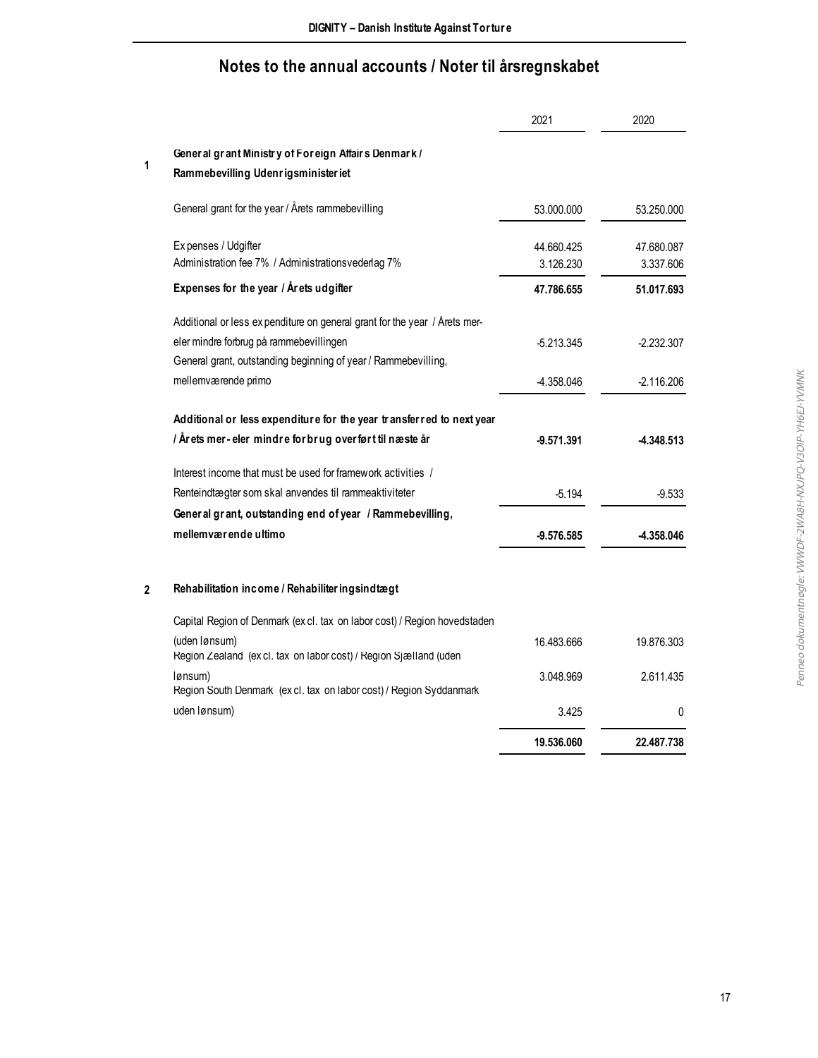# Notes to the annual accounts / Noter til årsregnskabet

| | | 2021 | 2020 |
|---|---|---|---|
| 1 | **General grant Ministry of Foreign Affairs Denmark / Rammebevilling Udenrigsministeriet** | | |
| | General grant for the year / Årets rammebevilling | 53.000.000 | 53.250.000 |
| | Expenses / Udgifter | 44.660.425 | 47.680.087 |
| | Administration fee 7% / Administrationsvederlag 7% | 3.126.230 | 3.337.606 |
| | **Expenses for the year / Årets udgifter** | **47.786.655** | **51.017.693** |
| | Additional or less expenditure on general grant for the year / Årets mer- eler mindre forbrug på rammebevillingen | -5.213.345 | -2.232.307 |
| | General grant, outstanding beginning of year / Rammebevilling, mellemværende primo | -4.358.046 | -2.116.206 |
| | **Additional or less expenditure for the year transferred to next year / Årets mer- eler mindre forbrug overført til næste år** | **-9.571.391** | **-4.348.513** |
| | Interest income that must be used for framework activities / Renteindtægter som skal anvendes til rammeaktiviteter | -5.194 | -9.533 |
| | **General grant, outstanding end of year / Rammebevilling, mellemværende ultimo** | **-9.576.585** | **-4.358.046** |
| 2 | **Rehabilitation income / Rehabiliteringsindtægt** | | |
| | Capital Region of Denmark (excl. tax on labor cost) / Region hovedstaden (uden lønsum) | 16.483.666 | 19.876.303 |
| | Region Zealand (excl. tax on labor cost) / Region Sjælland (uden lønsum) | 3.048.969 | 2.611.435 |
| | Region South Denmark (excl. tax on labor cost) / Region Syddanmark uden lønsum) | 3.425 | 0 |
| | | **19.536.060** | **22.487.738** |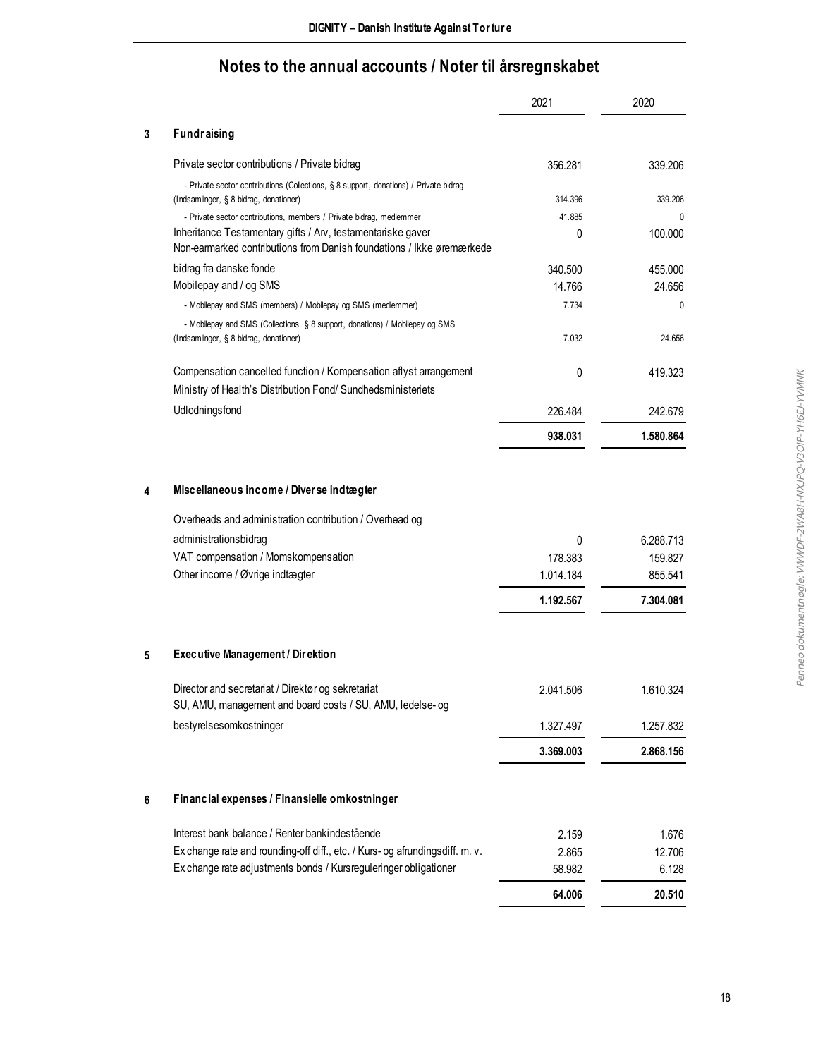# Notes to the annual accounts / Noter til årsregnskabet

| | | 2021 | 2020 |
|---|---|---|---|
| **3** | **Fundraising** | | |
| | Private sector contributions / Private bidrag | 356.281 | 339.206 |
| | - Private sector contributions (Collections, § 8 support, donations) / Private bidrag (Indsamlinger, § 8 bidrag, donationer) | 314.396 | 339.206 |
| | - Private sector contributions, members / Private bidrag, medlemmer | 41.885 | 0 |
| | Inheritance Testamentary gifts / Arv, testamentariske gaver | 0 | 100.000 |
| | Non-earmarked contributions from Danish foundations / Ikke øremærkede bidrag fra danske fonde | 340.500 | 455.000 |
| | Mobilepay and / og SMS | 14.766 | 24.656 |
| | - Mobilepay and SMS (members) / Mobilepay og SMS (medlemmer) | 7.734 | 0 |
| | - Mobilepay and SMS (Collections, § 8 support, donations) / Mobilepay og SMS (Indsamlinger, § 8 bidrag, donationer) | 7.032 | 24.656 |
| | Compensation cancelled function / Kompensation aflyst arrangement | 0 | 419.323 |
| | Ministry of Health's Distribution Fond/ Sundhedsministeriets Udlodningsfond | 226.484 | 242.679 |
| | | **938.031** | **1.580.864** |
| **4** | **Miscellaneous income / Diverse indtægter** | | |
| | Overheads and administration contribution / Overhead og administrationsbidrag | 0 | 6.288.713 |
| | VAT compensation / Momskompensation | 178.383 | 159.827 |
| | Other income / Øvrige indtægter | 1.014.184 | 855.541 |
| | | **1.192.567** | **7.304.081** |
| **5** | **Executive Management / Direktion** | | |
| | Director and secretariat / Direktør og sekretariat | 2.041.506 | 1.610.324 |
| | SU, AMU, management and board costs / SU, AMU, ledelse- og bestyrelsesomkostninger | 1.327.497 | 1.257.832 |
| | | **3.369.003** | **2.868.156** |
| **6** | **Financial expenses / Finansielle omkostninger** | | |
| | Interest bank balance / Renter bankindestående | 2.159 | 1.676 |
| | Exchange rate and rounding-off diff., etc. / Kurs- og afrundingsdiff. m. v. | 2.865 | 12.706 |
| | Exchange rate adjustments bonds / Kursreguleringer obligationer | 58.982 | 6.128 |
| | | **64.006** | **20.510** |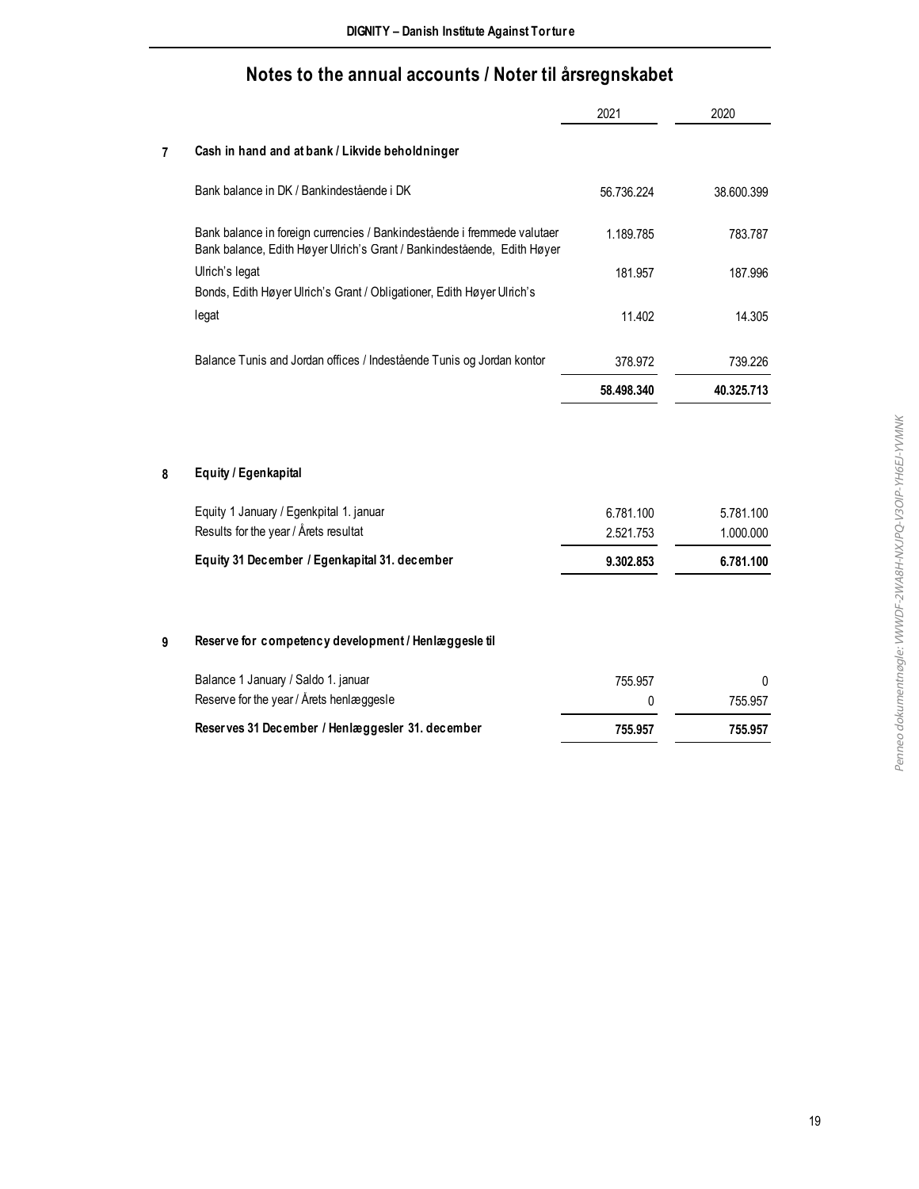# Notes to the annual accounts / Noter til årsregnskabet

| | | 2021 | 2020 |
|---|---|---|---|
| **7** | **Cash in hand and at bank / Likvide beholdninger** | | |
| | Bank balance in DK / Bankindestående i DK | 56.736.224 | 38.600.399 |
| | Bank balance in foreign currencies / Bankindestående i fremmede valutaer | 1.189.785 | 783.787 |
| | Bank balance, Edith Høyer Ulrich's Grant / Bankindestående, Edith Høyer Ulrich's legat | 181.957 | 187.996 |
| | Bonds, Edith Høyer Ulrich's Grant / Obligationer, Edith Høyer Ulrich's legat | 11.402 | 14.305 |
| | Balance Tunis and Jordan offices / Indestående Tunis og Jordan kontor | 378.972 | 739.226 |
| | | **58.498.340** | **40.325.713** |
| **8** | **Equity / Egenkapital** | | |
| | Equity 1 January / Egenkpital 1. januar | 6.781.100 | 5.781.100 |
| | Results for the year / Årets resultat | 2.521.753 | 1.000.000 |
| | **Equity 31 December / Egenkapital 31. december** | **9.302.853** | **6.781.100** |
| **9** | **Reserve for competency development / Henlæggesle til** | | |
| | Balance 1 January / Saldo 1. januar | 755.957 | 0 |
| | Reserve for the year / Årets henlæggesle | 0 | 755.957 |
| | **Reserves 31 December / Henlæggesler 31. december** | **755.957** | **755.957** |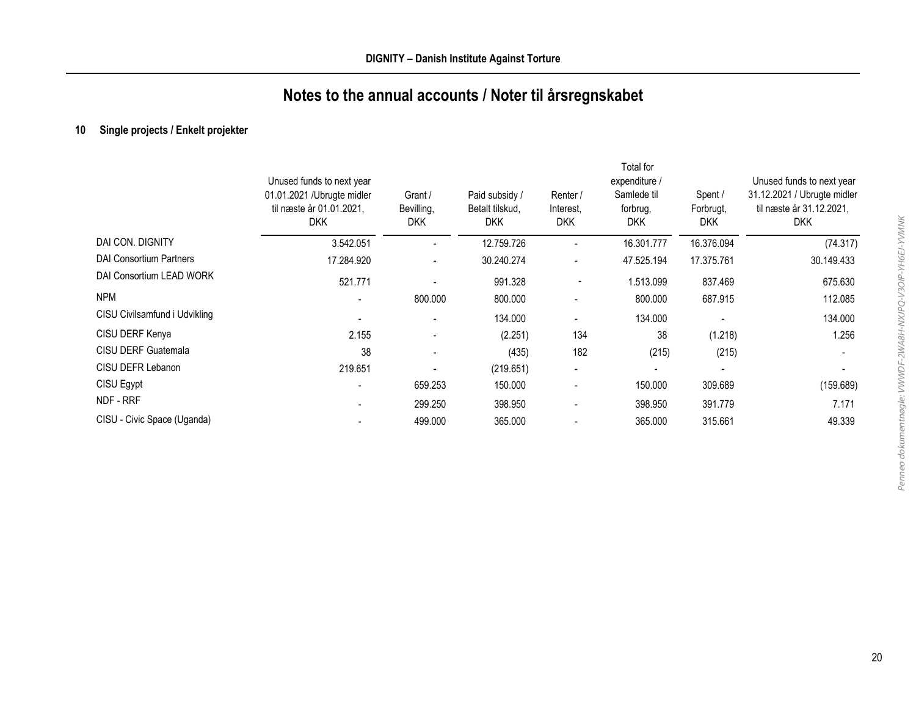# Notes to the annual accounts / Noter til årsregnskabet

## 10 Single projects / Enkelt projekter

| | Unused funds to next year 01.01.2021 /Ubrugte midler til næste år 01.01.2021, DKK | Grant / Bevilling, DKK | Paid subsidy / Betalt tilskud, DKK | Renter / Interest, DKK | Total for expenditure / Samlede til forbrug, DKK | Spent / Forbrugt, DKK | Unused funds to next year 31.12.2021 / Ubrugte midler til næste år 31.12.2021, DKK |
|---|---|---|---|---|---|---|---|
| DAI CON. DIGNITY | 3.542.051 | - | 12.759.726 | - | 16.301.777 | 16.376.094 | (74.317) |
| DAI Consortium Partners | 17.284.920 | - | 30.240.274 | - | 47.525.194 | 17.375.761 | 30.149.433 |
| DAI Consortium LEAD WORK | 521.771 | - | 991.328 | - | 1.513.099 | 837.469 | 675.630 |
| NPM | - | 800.000 | 800.000 | - | 800.000 | 687.915 | 112.085 |
| CISU Civilsamfund i Udvikling | - | - | 134.000 | - | 134.000 | - | 134.000 |
| CISU DERF Kenya | 2.155 | - | (2.251) | 134 | 38 | (1.218) | 1.256 |
| CISU DERF Guatemala | 38 | - | (435) | 182 | (215) | (215) | - |
| CISU DEFR Lebanon | 219.651 | - | (219.651) | - | - | - | - |
| CISU Egypt | - | 659.253 | 150.000 | - | 150.000 | 309.689 | (159.689) |
| NDF - RRF | - | 299.250 | 398.950 | - | 398.950 | 391.779 | 7.171 |
| CISU - Civic Space (Uganda) | - | 499.000 | 365.000 | - | 365.000 | 315.661 | 49.339 |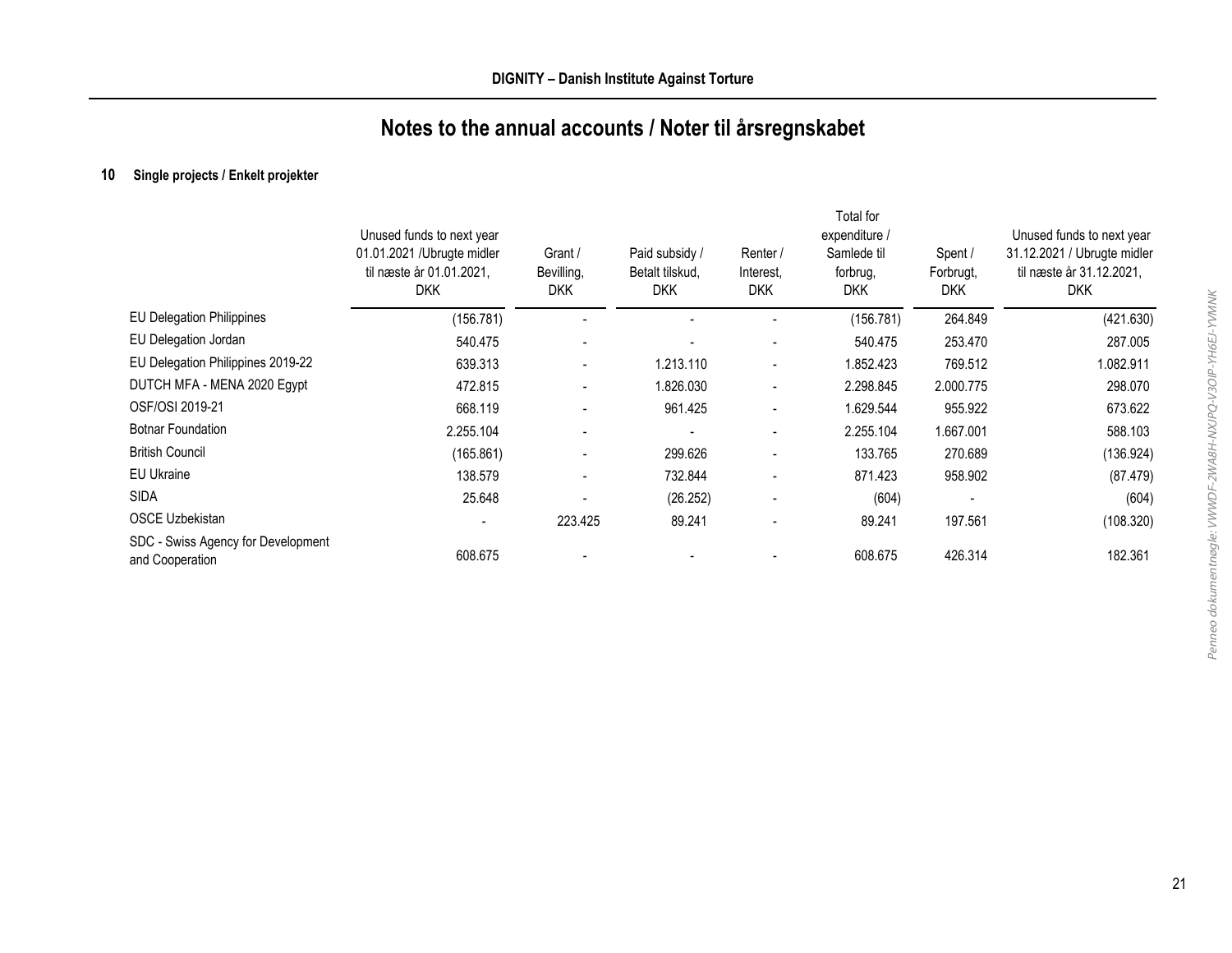## Notes to the annual accounts / Noter til årsregnskabet

**10 Single projects / Enkelt projekter**

| | Unused funds to next year 01.01.2021 /Ubrugte midler til næste år 01.01.2021, DKK | Grant / Bevilling, DKK | Paid subsidy / Betalt tilskud, DKK | Renter / Interest, DKK | Total for expenditure / Samlede til forbrug, DKK | Spent / Forbrugt, DKK | Unused funds to next year 31.12.2021 / Ubrugte midler til næste år 31.12.2021, DKK |
|---|---|---|---|---|---|---|---|
| EU Delegation Philippines | (156.781) | - | - | - | (156.781) | 264.849 | (421.630) |
| EU Delegation Jordan | 540.475 | - | - | - | 540.475 | 253.470 | 287.005 |
| EU Delegation Philippines 2019-22 | 639.313 | - | 1.213.110 | - | 1.852.423 | 769.512 | 1.082.911 |
| DUTCH MFA - MENA 2020 Egypt | 472.815 | - | 1.826.030 | - | 2.298.845 | 2.000.775 | 298.070 |
| OSF/OSI 2019-21 | 668.119 | - | 961.425 | - | 1.629.544 | 955.922 | 673.622 |
| Botnar Foundation | 2.255.104 | - | - | - | 2.255.104 | 1.667.001 | 588.103 |
| British Council | (165.861) | - | 299.626 | - | 133.765 | 270.689 | (136.924) |
| EU Ukraine | 138.579 | - | 732.844 | - | 871.423 | 958.902 | (87.479) |
| SIDA | 25.648 | - | (26.252) | - | (604) | - | (604) |
| OSCE Uzbekistan | - | 223.425 | 89.241 | - | 89.241 | 197.561 | (108.320) |
| SDC - Swiss Agency for Development and Cooperation | 608.675 | - | - | - | 608.675 | 426.314 | 182.361 |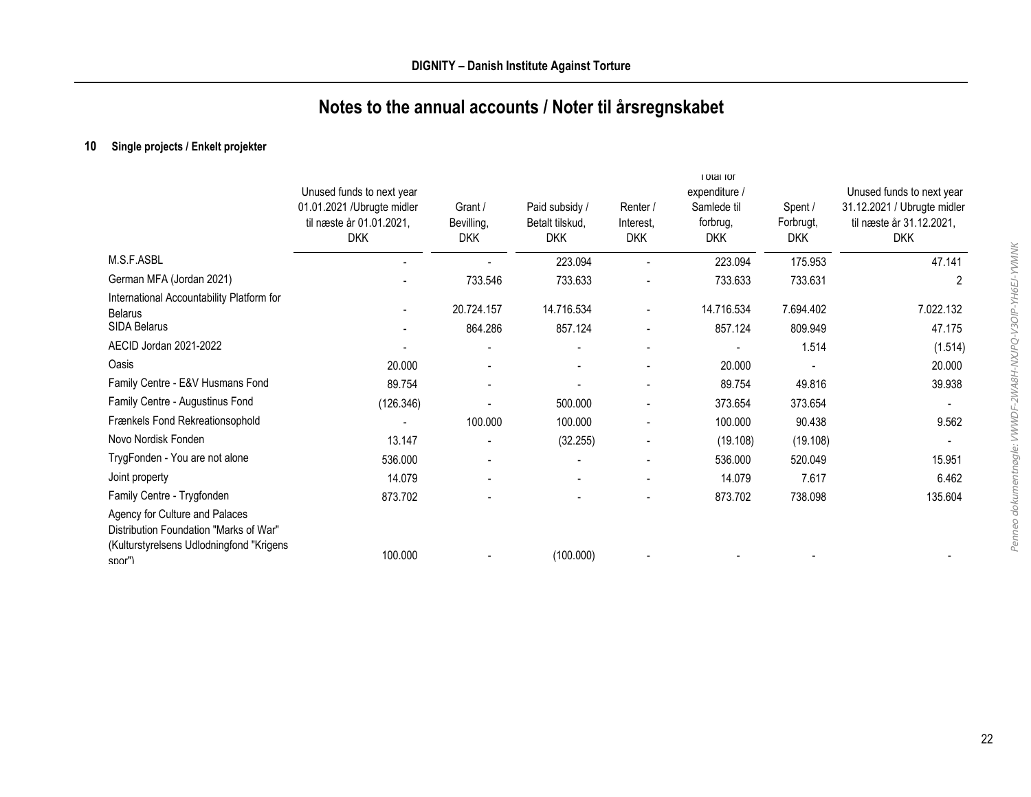# Notes to the annual accounts / Noter til årsregnskabet

**10 Single projects / Enkelt projekter**

| | Unused funds to next year 01.01.2021 /Ubrugte midler til næste år 01.01.2021, DKK | Grant / Bevilling, DKK | Paid subsidy / Betalt tilskud, DKK | Renter / Interest, DKK | Total for expenditure / Samlede til forbrug, DKK | Spent / Forbrugt, DKK | Unused funds to next year 31.12.2021 / Ubrugte midler til næste år 31.12.2021, DKK |
|---|---|---|---|---|---|---|---|
| M.S.F.ASBL | - | - | 223.094 | - | 223.094 | 175.953 | 47.141 |
| German MFA (Jordan 2021) | - | 733.546 | 733.633 | - | 733.633 | 733.631 | 2 |
| International Accountability Platform for Belarus | - | 20.724.157 | 14.716.534 | - | 14.716.534 | 7.694.402 | 7.022.132 |
| SIDA Belarus | - | 864.286 | 857.124 | - | 857.124 | 809.949 | 47.175 |
| AECID Jordan 2021-2022 | - | - | - | - | - | 1.514 | (1.514) |
| Oasis | 20.000 | - | - | - | 20.000 | - | 20.000 |
| Family Centre - E&V Husmans Fond | 89.754 | - | - | - | 89.754 | 49.816 | 39.938 |
| Family Centre - Augustinus Fond | (126.346) | - | 500.000 | - | 373.654 | 373.654 | - |
| Frænkels Fond Rekreationsophold | - | 100.000 | 100.000 | - | 100.000 | 90.438 | 9.562 |
| Novo Nordisk Fonden | 13.147 | - | (32.255) | - | (19.108) | (19.108) | - |
| TrygFonden - You are not alone | 536.000 | - | - | - | 536.000 | 520.049 | 15.951 |
| Joint property | 14.079 | - | - | - | 14.079 | 7.617 | 6.462 |
| Family Centre - Trygfonden | 873.702 | - | - | - | 873.702 | 738.098 | 135.604 |
| Agency for Culture and Palaces Distribution Foundation "Marks of War" (Kulturstyrelsens Udlodningfond "Krigens spor") | 100.000 | - | (100.000) | - | - | - | - |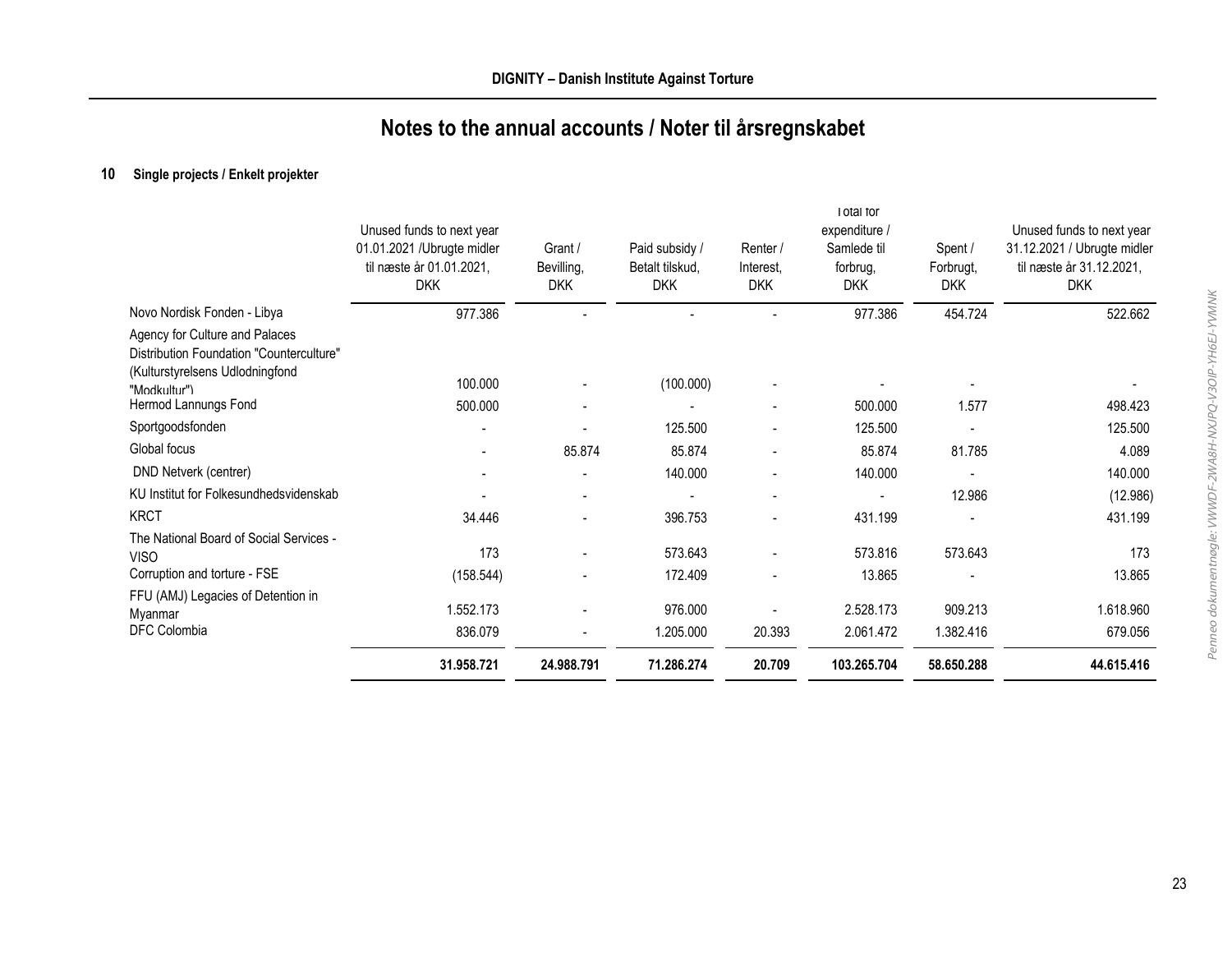**DIGNITY – Danish Institute Against Torture**

# Notes to the annual accounts / Noter til årsregnskabet

### 10 Single projects / Enkelt projekter

| | Unused funds to next year 01.01.2021 /Ubrugte midler til næste år 01.01.2021, DKK | Grant / Bevilling, DKK | Paid subsidy / Betalt tilskud, DKK | Renter / Interest, DKK | Total for expenditure / Samlede til forbrug, DKK | Spent / Forbrugt, DKK | Unused funds to next year 31.12.2021 / Ubrugte midler til næste år 31.12.2021, DKK |
|---|---|---|---|---|---|---|---|
| Novo Nordisk Fonden - Libya | 977.386 | - | - | - | 977.386 | 454.724 | 522.662 |
| Agency for Culture and Palaces Distribution Foundation "Counterculture" (Kulturstyrelsens Udlodningfond "Modkultur") | 100.000 | - | (100.000) | - | - | - | - |
| Hermod Lannungs Fond | 500.000 | - | - | - | 500.000 | 1.577 | 498.423 |
| Sportgoodsfonden | - | - | 125.500 | - | 125.500 | - | 125.500 |
| Global focus | - | 85.874 | 85.874 | - | 85.874 | 81.785 | 4.089 |
| DND Netverk (centrer) | - | - | 140.000 | - | 140.000 | - | 140.000 |
| KU Institut for Folkesundhedsvidenskab | - | - | - | - | - | 12.986 | (12.986) |
| KRCT | 34.446 | - | 396.753 | - | 431.199 | - | 431.199 |
| The National Board of Social Services - VISO | 173 | - | 573.643 | - | 573.816 | 573.643 | 173 |
| Corruption and torture - FSE | (158.544) | - | 172.409 | - | 13.865 | - | 13.865 |
| FFU (AMJ) Legacies of Detention in Myanmar | 1.552.173 | - | 976.000 | - | 2.528.173 | 909.213 | 1.618.960 |
| DFC Colombia | 836.079 | - | 1.205.000 | 20.393 | 2.061.472 | 1.382.416 | 679.056 |
| | **31.958.721** | **24.988.791** | **71.286.274** | **20.709** | **103.265.704** | **58.650.288** | **44.615.416** |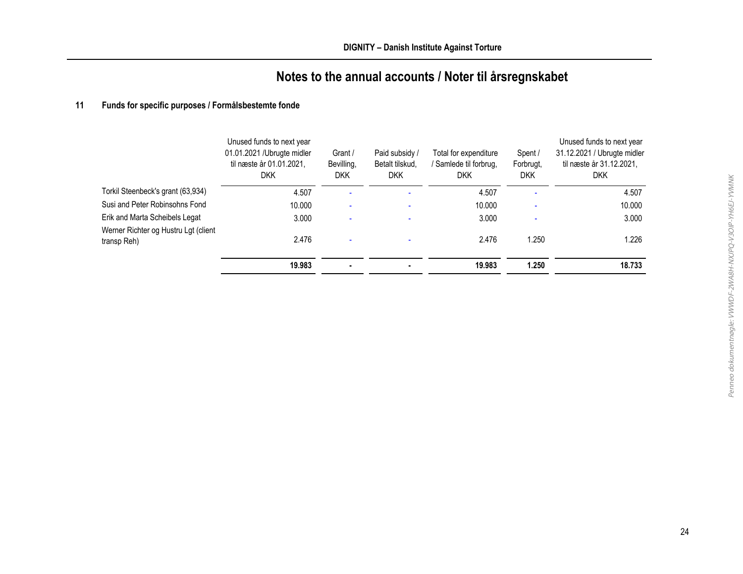# Notes to the annual accounts / Noter til årsregnskabet

## 11 Funds for specific purposes / Formålsbestemte fonde

| | Unused funds to next year 01.01.2021 /Ubrugte midler til næste år 01.01.2021, DKK | Grant / Bevilling, DKK | Paid subsidy / Betalt tilskud, DKK | Total for expenditure / Samlede til forbrug, DKK | Spent / Forbrugt, DKK | Unused funds to next year 31.12.2021 / Ubrugte midler til næste år 31.12.2021, DKK |
|---|---|---|---|---|---|---|
| Torkil Steenbeck's grant (63,934) | 4.507 | - | - | 4.507 | - | 4.507 |
| Susi and Peter Robinsohns Fond | 10.000 | - | - | 10.000 | - | 10.000 |
| Erik and Marta Scheibels Legat | 3.000 | - | - | 3.000 | - | 3.000 |
| Werner Richter og Hustru Lgt (client transp Reh) | 2.476 | - | - | 2.476 | 1.250 | 1.226 |
| | **19.983** | **-** | **-** | **19.983** | **1.250** | **18.733** |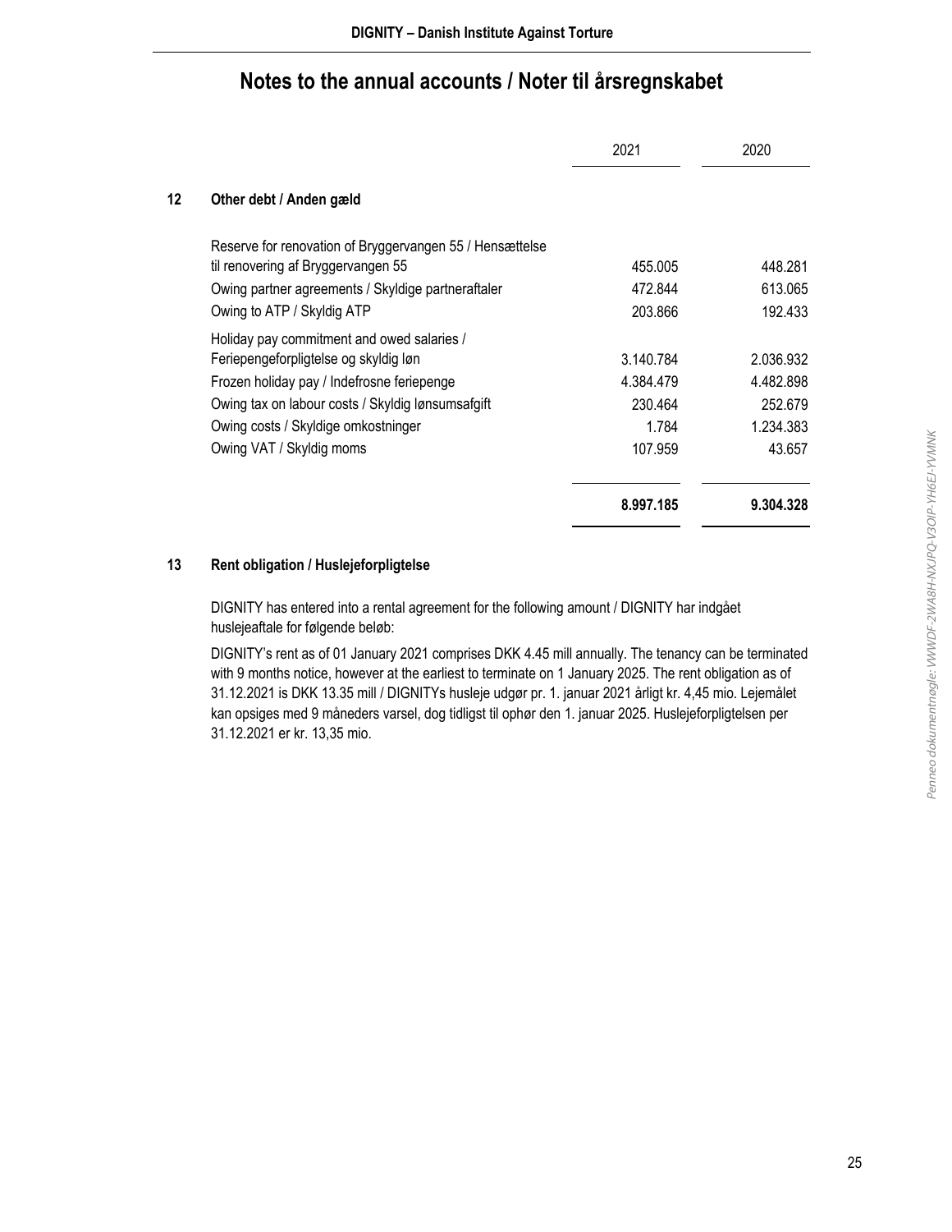# Notes to the annual accounts / Noter til årsregnskabet

| | | 2021 | 2020 |
|---|---|---|---|
| **12** | **Other debt / Anden gæld** | | |
| | Reserve for renovation of Bryggervangen 55 / Hensættelse til renovering af Bryggervangen 55 | 455.005 | 448.281 |
| | Owing partner agreements / Skyldige partneraftaler | 472.844 | 613.065 |
| | Owing to ATP / Skyldig ATP | 203.866 | 192.433 |
| | Holiday pay commitment and owed salaries / Feriepengeforpligtelse og skyldig løn | 3.140.784 | 2.036.932 |
| | Frozen holiday pay / Indefrosne feriepenge | 4.384.479 | 4.482.898 |
| | Owing tax on labour costs / Skyldig lønsumsafgift | 230.464 | 252.679 |
| | Owing costs / Skyldige omkostninger | 1.784 | 1.234.383 |
| | Owing VAT / Skyldig moms | 107.959 | 43.657 |
| | | **8.997.185** | **9.304.328** |

**13 Rent obligation / Huslejeforpligtelse**

DIGNITY has entered into a rental agreement for the following amount / DIGNITY har indgået huslejeaftale for følgende beløb:

DIGNITY's rent as of 01 January 2021 comprises DKK 4.45 mill annually. The tenancy can be terminated with 9 months notice, however at the earliest to terminate on 1 January 2025. The rent obligation as of 31.12.2021 is DKK 13.35 mill / DIGNITYs husleje udgør pr. 1. januar 2021 årligt kr. 4,45 mio. Lejemålet kan opsiges med 9 måneders varsel, dog tidligst til ophør den 1. januar 2025. Huslejeforpligtelsen per 31.12.2021 er kr. 13,35 mio.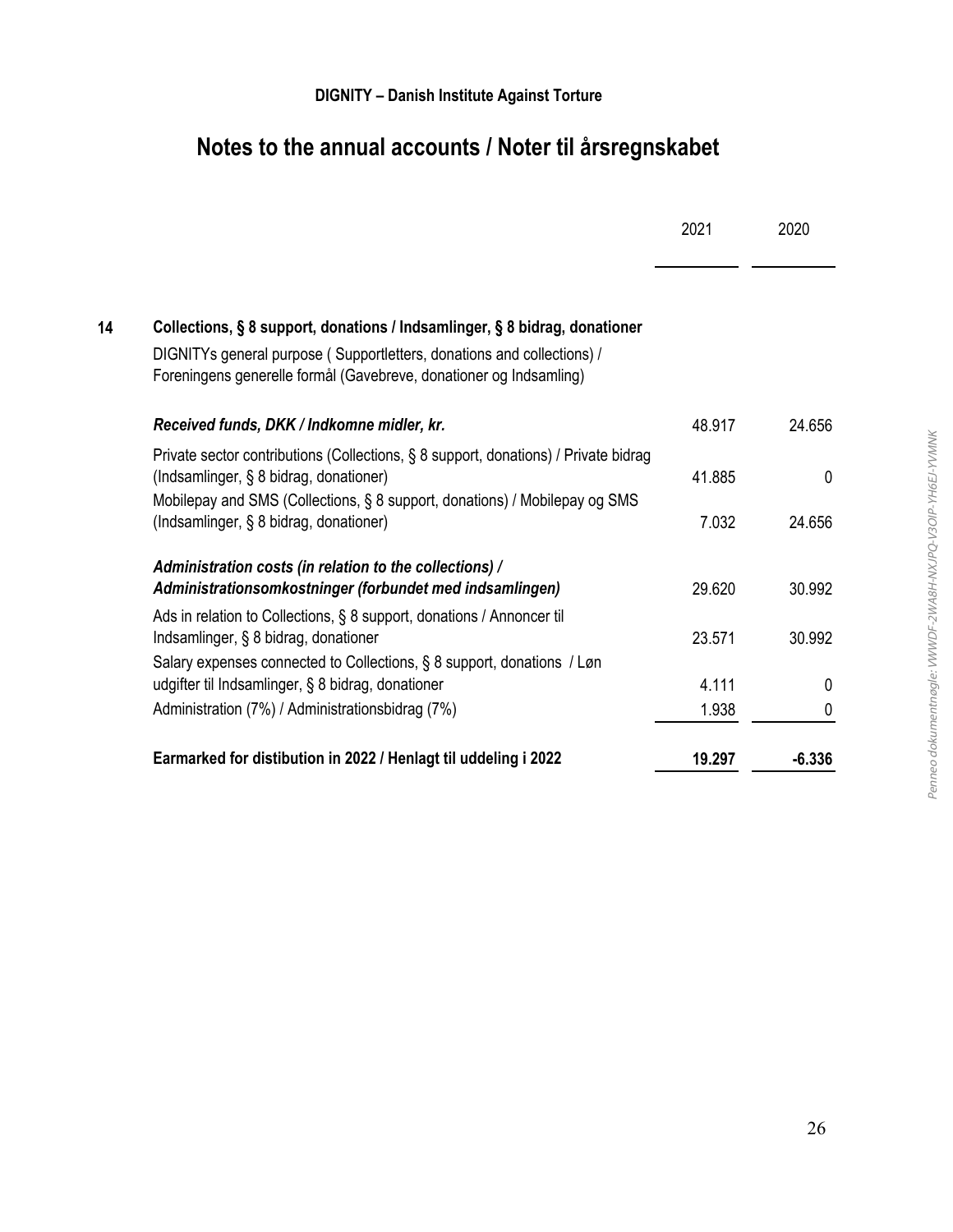**DIGNITY – Danish Institute Against Torture**

# Notes to the annual accounts / Noter til årsregnskabet

| | | 2021 | 2020 |
|---|---|---|---|
| **14** | **Collections, § 8 support, donations / Indsamlinger, § 8 bidrag, donationer** | | |
| | DIGNITYs general purpose ( Supportletters, donations and collections) / Foreningens generelle formål (Gavebreve, donationer og Indsamling) | | |
| | ***Received funds, DKK / Indkomne midler, kr.*** | 48.917 | 24.656 |
| | Private sector contributions (Collections, § 8 support, donations) / Private bidrag (Indsamlinger, § 8 bidrag, donationer) | 41.885 | 0 |
| | Mobilepay and SMS (Collections, § 8 support, donations) / Mobilepay og SMS (Indsamlinger, § 8 bidrag, donationer) | 7.032 | 24.656 |
| | ***Administration costs (in relation to the collections) / Administrationsomkostninger (forbundet med indsamlingen)*** | 29.620 | 30.992 |
| | Ads in relation to Collections, § 8 support, donations / Annoncer til Indsamlinger, § 8 bidrag, donationer | 23.571 | 30.992 |
| | Salary expenses connected to Collections, § 8 support, donations / Løn udgifter til Indsamlinger, § 8 bidrag, donationer | 4.111 | 0 |
| | Administration (7%) / Administrationsbidrag (7%) | 1.938 | 0 |
| | **Earmarked for distibution in 2022 / Henlagt til uddeling i 2022** | **19.297** | **-6.336** |